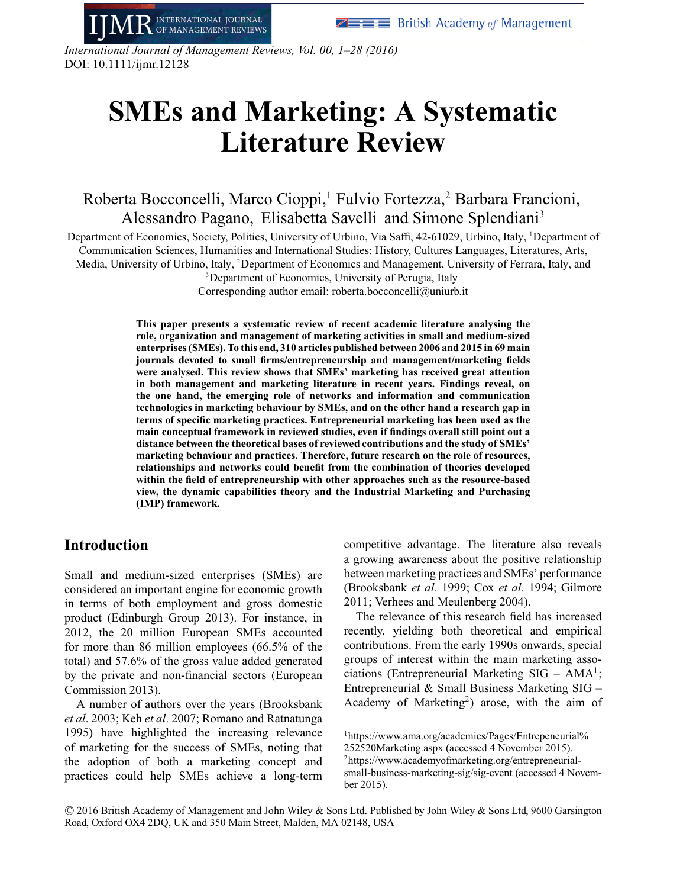# SMEs and Marketing: A Systematic Literature Review

Roberta Bocconcelli, Marco Cioppi,[1] Fulvio Fortezza,[2] Barbara Francioni, Alessandro Pagano, Elisabetta Savelli and Simone Splendiani[3]

Department of Economics, Society, Politics, University of Urbino, Via Saffi, 42-61029, Urbino, Italy, [1]Department of Communication Sciences, Humanities and International Studies: History, Cultures Languages, Literatures, Arts, Media, University of Urbino, Italy, [2]Department of Economics and Management, University of Ferrara, Italy, and [3]Department of Economics, University of Perugia, Italy

Corresponding author email: roberta.bocconcelli@uniurb.it

**This paper presents a systematic review of recent academic literature analysing the role, organization and management of marketing activities in small and medium-sized enterprises (SMEs). To this end, 310 articles published between 2006 and 2015 in 69 main journals devoted to small firms/entrepreneurship and management/marketing fields were analysed. This review shows that SMEs' marketing has received great attention in both management and marketing literature in recent years. Findings reveal, on the one hand, the emerging role of networks and information and communication technologies in marketing behaviour by SMEs, and on the other hand a research gap in terms of specific marketing practices. Entrepreneurial marketing has been used as the main conceptual framework in reviewed studies, even if findings overall still point out a distance between the theoretical bases of reviewed contributions and the study of SMEs' marketing behaviour and practices. Therefore, future research on the role of resources, relationships and networks could benefit from the combination of theories developed within the field of entrepreneurship with other approaches such as the resource-based view, the dynamic capabilities theory and the Industrial Marketing and Purchasing (IMP) framework.**

## Introduction

Small and medium-sized enterprises (SMEs) are considered an important engine for economic growth in terms of both employment and gross domestic product (Edinburgh Group 2013). For instance, in 2012, the 20 million European SMEs accounted for more than 86 million employees (66.5% of the total) and 57.6% of the gross value added generated by the private and non-financial sectors (European Commission 2013).

A number of authors over the years (Brooksbank *et al*. 2003; Keh *et al*. 2007; Romano and Ratnatunga 1995) have highlighted the increasing relevance of marketing for the success of SMEs, noting that the adoption of both a marketing concept and practices could help SMEs achieve a long-term competitive advantage. The literature also reveals a growing awareness about the positive relationship between marketing practices and SMEs' performance (Brooksbank *et al*. 1999; Cox *et al*. 1994; Gilmore 2011; Verhees and Meulenberg 2004).

The relevance of this research field has increased recently, yielding both theoretical and empirical contributions. From the early 1990s onwards, special groups of interest within the main marketing associations (Entrepreneurial Marketing SIG – AMA[1]; Entrepreneurial & Small Business Marketing SIG – Academy of Marketing[2]) arose, with the aim of

[1]https://www.ama.org/academics/Pages/Entrepeneurial%252520Marketing.aspx (accessed 4 November 2015).

[2]https://www.academyofmarketing.org/entrepreneurial-small-business-marketing-sig/sig-event (accessed 4 November 2015).

© 2016 British Academy of Management and John Wiley & Sons Ltd. Published by John Wiley & Sons Ltd, 9600 Garsington Road, Oxford OX4 2DQ, UK and 350 Main Street, Malden, MA 02148, USA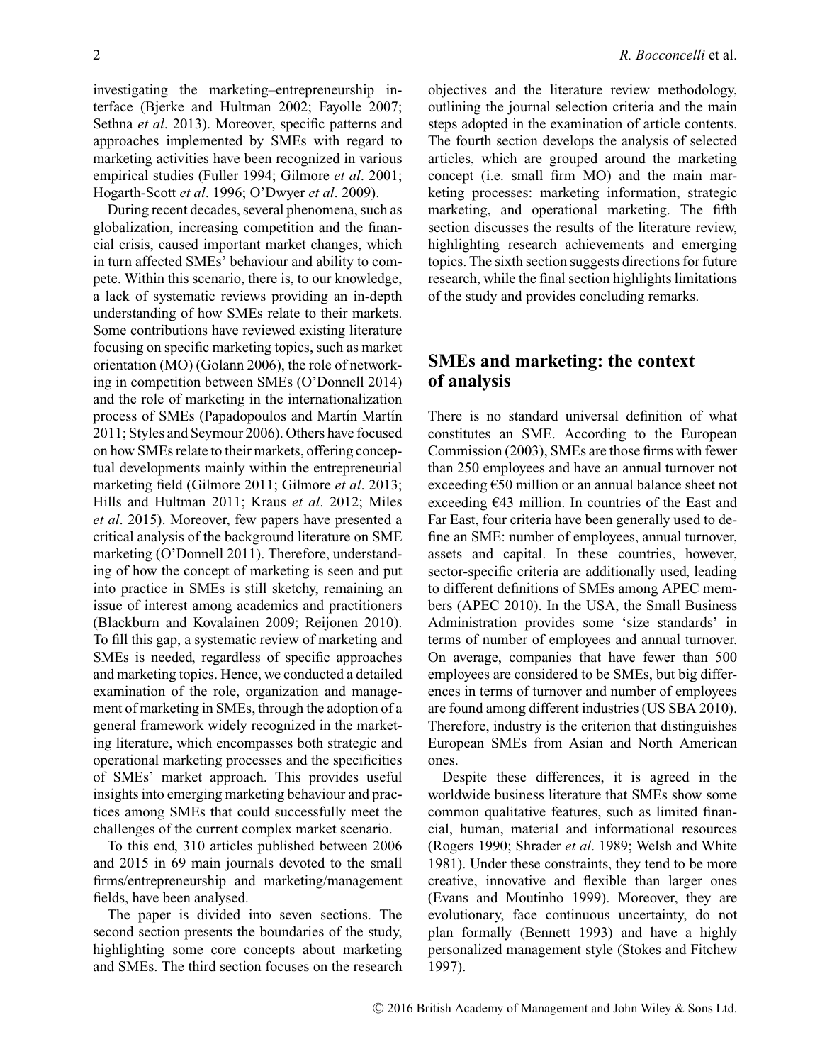investigating the marketing–entrepreneurship interface (Bjerke and Hultman 2002; Fayolle 2007; Sethna *et al*. 2013). Moreover, specific patterns and approaches implemented by SMEs with regard to marketing activities have been recognized in various empirical studies (Fuller 1994; Gilmore *et al*. 2001; Hogarth-Scott *et al*. 1996; O'Dwyer *et al*. 2009).

During recent decades, several phenomena, such as globalization, increasing competition and the financial crisis, caused important market changes, which in turn affected SMEs' behaviour and ability to compete. Within this scenario, there is, to our knowledge, a lack of systematic reviews providing an in-depth understanding of how SMEs relate to their markets. Some contributions have reviewed existing literature focusing on specific marketing topics, such as market orientation (MO) (Golann 2006), the role of networking in competition between SMEs (O'Donnell 2014) and the role of marketing in the internationalization process of SMEs (Papadopoulos and Martín Martín 2011; Styles and Seymour 2006). Others have focused on how SMEs relate to their markets, offering conceptual developments mainly within the entrepreneurial marketing field (Gilmore 2011; Gilmore *et al*. 2013; Hills and Hultman 2011; Kraus *et al*. 2012; Miles *et al*. 2015). Moreover, few papers have presented a critical analysis of the background literature on SME marketing (O'Donnell 2011). Therefore, understanding of how the concept of marketing is seen and put into practice in SMEs is still sketchy, remaining an issue of interest among academics and practitioners (Blackburn and Kovalainen 2009; Reijonen 2010). To fill this gap, a systematic review of marketing and SMEs is needed, regardless of specific approaches and marketing topics. Hence, we conducted a detailed examination of the role, organization and management of marketing in SMEs, through the adoption of a general framework widely recognized in the marketing literature, which encompasses both strategic and operational marketing processes and the specificities of SMEs' market approach. This provides useful insights into emerging marketing behaviour and practices among SMEs that could successfully meet the challenges of the current complex market scenario.

To this end, 310 articles published between 2006 and 2015 in 69 main journals devoted to the small firms/entrepreneurship and marketing/management fields, have been analysed.

The paper is divided into seven sections. The second section presents the boundaries of the study, highlighting some core concepts about marketing and SMEs. The third section focuses on the research objectives and the literature review methodology, outlining the journal selection criteria and the main steps adopted in the examination of article contents. The fourth section develops the analysis of selected articles, which are grouped around the marketing concept (i.e. small firm MO) and the main marketing processes: marketing information, strategic marketing, and operational marketing. The fifth section discusses the results of the literature review, highlighting research achievements and emerging topics. The sixth section suggests directions for future research, while the final section highlights limitations of the study and provides concluding remarks.

## SMEs and marketing: the context of analysis

There is no standard universal definition of what constitutes an SME. According to the European Commission (2003), SMEs are those firms with fewer than 250 employees and have an annual turnover not exceeding €50 million or an annual balance sheet not exceeding €43 million. In countries of the East and Far East, four criteria have been generally used to define an SME: number of employees, annual turnover, assets and capital. In these countries, however, sector-specific criteria are additionally used, leading to different definitions of SMEs among APEC members (APEC 2010). In the USA, the Small Business Administration provides some 'size standards' in terms of number of employees and annual turnover. On average, companies that have fewer than 500 employees are considered to be SMEs, but big differences in terms of turnover and number of employees are found among different industries (US SBA 2010). Therefore, industry is the criterion that distinguishes European SMEs from Asian and North American ones.

Despite these differences, it is agreed in the worldwide business literature that SMEs show some common qualitative features, such as limited financial, human, material and informational resources (Rogers 1990; Shrader *et al*. 1989; Welsh and White 1981). Under these constraints, they tend to be more creative, innovative and flexible than larger ones (Evans and Moutinho 1999). Moreover, they are evolutionary, face continuous uncertainty, do not plan formally (Bennett 1993) and have a highly personalized management style (Stokes and Fitchew 1997).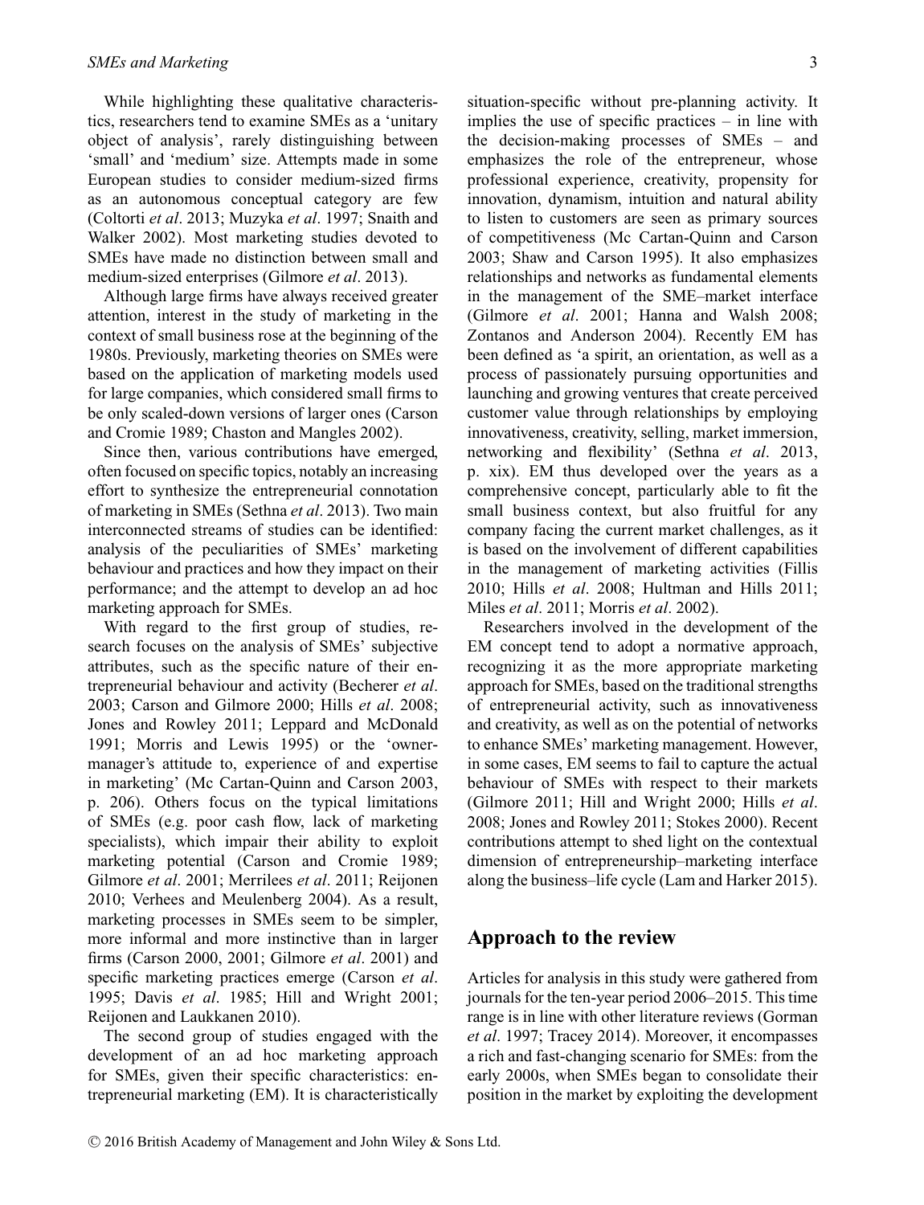While highlighting these qualitative characteristics, researchers tend to examine SMEs as a 'unitary object of analysis', rarely distinguishing between 'small' and 'medium' size. Attempts made in some European studies to consider medium-sized firms as an autonomous conceptual category are few (Coltorti *et al*. 2013; Muzyka *et al*. 1997; Snaith and Walker 2002). Most marketing studies devoted to SMEs have made no distinction between small and medium-sized enterprises (Gilmore *et al*. 2013).

Although large firms have always received greater attention, interest in the study of marketing in the context of small business rose at the beginning of the 1980s. Previously, marketing theories on SMEs were based on the application of marketing models used for large companies, which considered small firms to be only scaled-down versions of larger ones (Carson and Cromie 1989; Chaston and Mangles 2002).

Since then, various contributions have emerged, often focused on specific topics, notably an increasing effort to synthesize the entrepreneurial connotation of marketing in SMEs (Sethna *et al*. 2013). Two main interconnected streams of studies can be identified: analysis of the peculiarities of SMEs' marketing behaviour and practices and how they impact on their performance; and the attempt to develop an ad hoc marketing approach for SMEs.

With regard to the first group of studies, research focuses on the analysis of SMEs' subjective attributes, such as the specific nature of their entrepreneurial behaviour and activity (Becherer *et al*. 2003; Carson and Gilmore 2000; Hills *et al*. 2008; Jones and Rowley 2011; Leppard and McDonald 1991; Morris and Lewis 1995) or the 'owner-manager's attitude to, experience of and expertise in marketing' (Mc Cartan-Quinn and Carson 2003, p. 206). Others focus on the typical limitations of SMEs (e.g. poor cash flow, lack of marketing specialists), which impair their ability to exploit marketing potential (Carson and Cromie 1989; Gilmore *et al*. 2001; Merrilees *et al*. 2011; Reijonen 2010; Verhees and Meulenberg 2004). As a result, marketing processes in SMEs seem to be simpler, more informal and more instinctive than in larger firms (Carson 2000, 2001; Gilmore *et al*. 2001) and specific marketing practices emerge (Carson *et al*. 1995; Davis *et al*. 1985; Hill and Wright 2001; Reijonen and Laukkanen 2010).

The second group of studies engaged with the development of an ad hoc marketing approach for SMEs, given their specific characteristics: entrepreneurial marketing (EM). It is characteristically situation-specific without pre-planning activity. It implies the use of specific practices – in line with the decision-making processes of SMEs – and emphasizes the role of the entrepreneur, whose professional experience, creativity, propensity for innovation, dynamism, intuition and natural ability to listen to customers are seen as primary sources of competitiveness (Mc Cartan-Quinn and Carson 2003; Shaw and Carson 1995). It also emphasizes relationships and networks as fundamental elements in the management of the SME–market interface (Gilmore *et al*. 2001; Hanna and Walsh 2008; Zontanos and Anderson 2004). Recently EM has been defined as 'a spirit, an orientation, as well as a process of passionately pursuing opportunities and launching and growing ventures that create perceived customer value through relationships by employing innovativeness, creativity, selling, market immersion, networking and flexibility' (Sethna *et al*. 2013, p. xix). EM thus developed over the years as a comprehensive concept, particularly able to fit the small business context, but also fruitful for any company facing the current market challenges, as it is based on the involvement of different capabilities in the management of marketing activities (Fillis 2010; Hills *et al*. 2008; Hultman and Hills 2011; Miles *et al*. 2011; Morris *et al*. 2002).

Researchers involved in the development of the EM concept tend to adopt a normative approach, recognizing it as the more appropriate marketing approach for SMEs, based on the traditional strengths of entrepreneurial activity, such as innovativeness and creativity, as well as on the potential of networks to enhance SMEs' marketing management. However, in some cases, EM seems to fail to capture the actual behaviour of SMEs with respect to their markets (Gilmore 2011; Hill and Wright 2000; Hills *et al*. 2008; Jones and Rowley 2011; Stokes 2000). Recent contributions attempt to shed light on the contextual dimension of entrepreneurship–marketing interface along the business–life cycle (Lam and Harker 2015).

## Approach to the review

Articles for analysis in this study were gathered from journals for the ten-year period 2006–2015. This time range is in line with other literature reviews (Gorman *et al*. 1997; Tracey 2014). Moreover, it encompasses a rich and fast-changing scenario for SMEs: from the early 2000s, when SMEs began to consolidate their position in the market by exploiting the development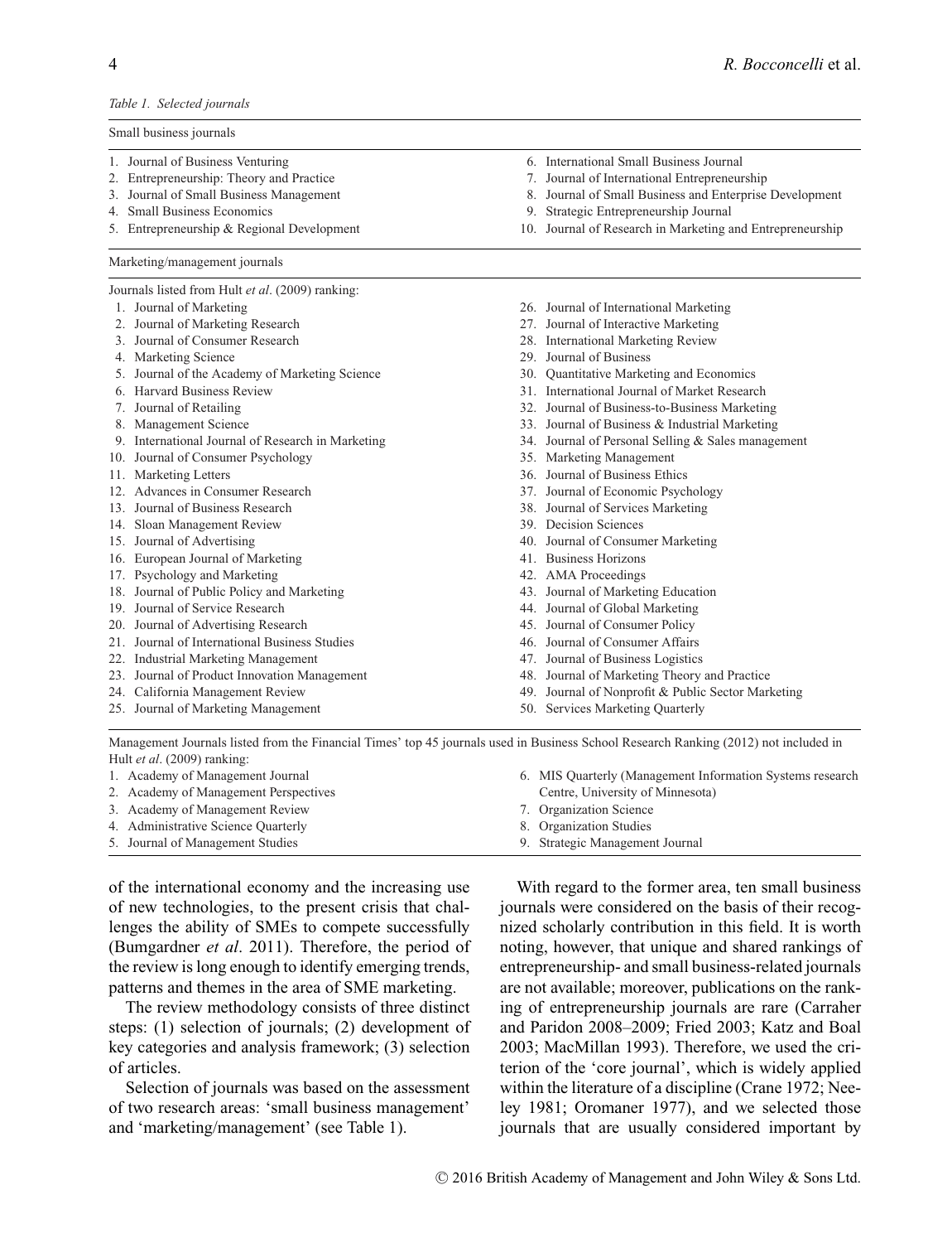*Table 1. Selected journals*

| Small business journals | |
|---|---|
| 1. Journal of Business Venturing | 6. International Small Business Journal |
| 2. Entrepreneurship: Theory and Practice | 7. Journal of International Entrepreneurship |
| 3. Journal of Small Business Management | 8. Journal of Small Business and Enterprise Development |
| 4. Small Business Economics | 9. Strategic Entrepreneurship Journal |
| 5. Entrepreneurship & Regional Development | 10. Journal of Research in Marketing and Entrepreneurship |
| **Marketing/management journals** | |
| Journals listed from Hult *et al*. (2009) ranking: | |
| 1. Journal of Marketing | 26. Journal of International Marketing |
| 2. Journal of Marketing Research | 27. Journal of Interactive Marketing |
| 3. Journal of Consumer Research | 28. International Marketing Review |
| 4. Marketing Science | 29. Journal of Business |
| 5. Journal of the Academy of Marketing Science | 30. Quantitative Marketing and Economics |
| 6. Harvard Business Review | 31. International Journal of Market Research |
| 7. Journal of Retailing | 32. Journal of Business-to-Business Marketing |
| 8. Management Science | 33. Journal of Business & Industrial Marketing |
| 9. International Journal of Research in Marketing | 34. Journal of Personal Selling & Sales management |
| 10. Journal of Consumer Psychology | 35. Marketing Management |
| 11. Marketing Letters | 36. Journal of Business Ethics |
| 12. Advances in Consumer Research | 37. Journal of Economic Psychology |
| 13. Journal of Business Research | 38. Journal of Services Marketing |
| 14. Sloan Management Review | 39. Decision Sciences |
| 15. Journal of Advertising | 40. Journal of Consumer Marketing |
| 16. European Journal of Marketing | 41. Business Horizons |
| 17. Psychology and Marketing | 42. AMA Proceedings |
| 18. Journal of Public Policy and Marketing | 43. Journal of Marketing Education |
| 19. Journal of Service Research | 44. Journal of Global Marketing |
| 20. Journal of Advertising Research | 45. Journal of Consumer Policy |
| 21. Journal of International Business Studies | 46. Journal of Consumer Affairs |
| 22. Industrial Marketing Management | 47. Journal of Business Logistics |
| 23. Journal of Product Innovation Management | 48. Journal of Marketing Theory and Practice |
| 24. California Management Review | 49. Journal of Nonprofit & Public Sector Marketing |
| 25. Journal of Marketing Management | 50. Services Marketing Quarterly |
| Management Journals listed from the Financial Times' top 45 journals used in Business School Research Ranking (2012) not included in Hult *et al*. (2009) ranking: | |
| 1. Academy of Management Journal | 6. MIS Quarterly (Management Information Systems research Centre, University of Minnesota) |
| 2. Academy of Management Perspectives | 7. Organization Science |
| 3. Academy of Management Review | 8. Organization Studies |
| 4. Administrative Science Quarterly | 9. Strategic Management Journal |
| 5. Journal of Management Studies | |

of the international economy and the increasing use of new technologies, to the present crisis that challenges the ability of SMEs to compete successfully (Bumgardner *et al*. 2011). Therefore, the period of the review is long enough to identify emerging trends, patterns and themes in the area of SME marketing.

The review methodology consists of three distinct steps: (1) selection of journals; (2) development of key categories and analysis framework; (3) selection of articles.

Selection of journals was based on the assessment of two research areas: 'small business management' and 'marketing/management' (see Table 1).

With regard to the former area, ten small business journals were considered on the basis of their recognized scholarly contribution in this field. It is worth noting, however, that unique and shared rankings of entrepreneurship- and small business-related journals are not available; moreover, publications on the ranking of entrepreneurship journals are rare (Carraher and Paridon 2008–2009; Fried 2003; Katz and Boal 2003; MacMillan 1993). Therefore, we used the criterion of the 'core journal', which is widely applied within the literature of a discipline (Crane 1972; Neeley 1981; Oromaner 1977), and we selected those journals that are usually considered important by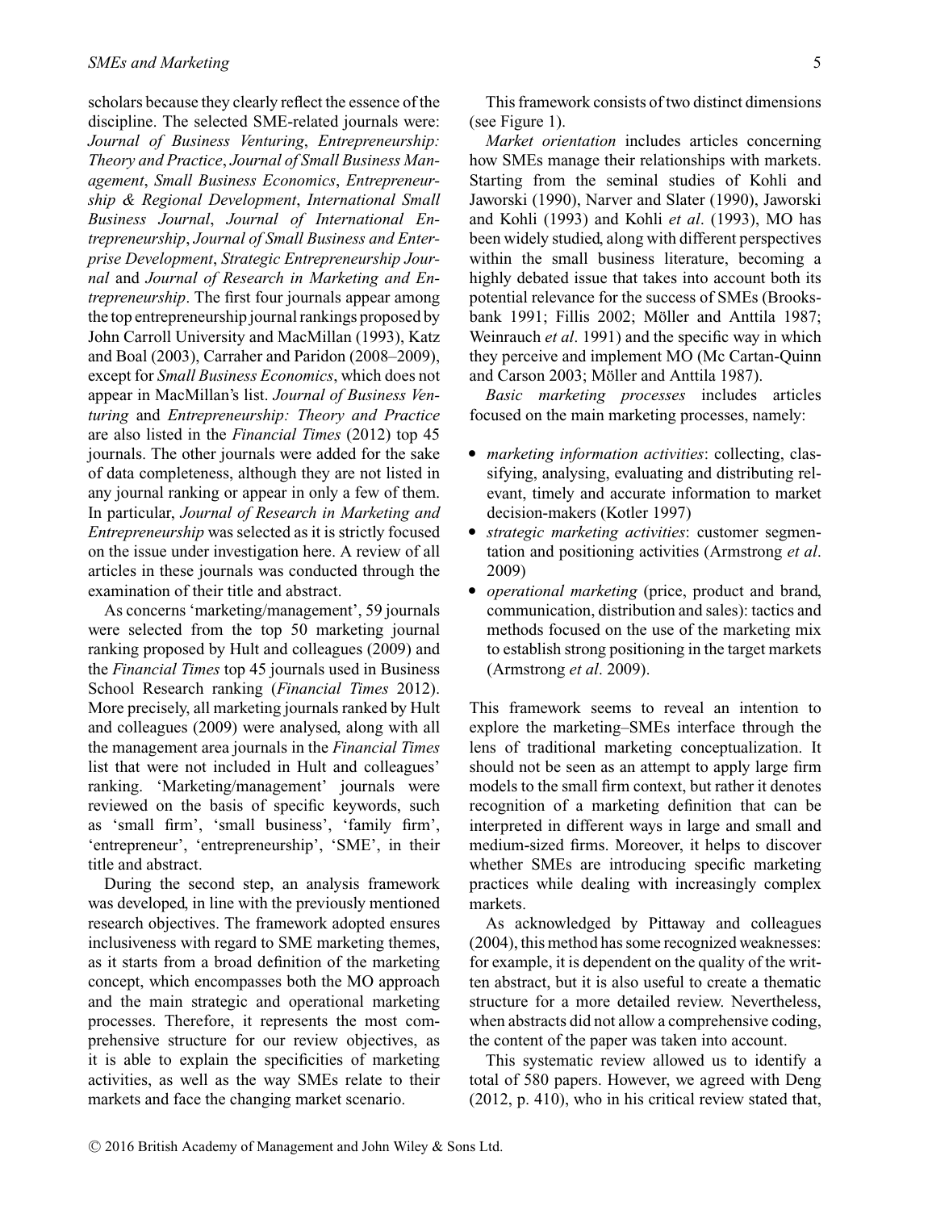scholars because they clearly reflect the essence of the discipline. The selected SME-related journals were: *Journal of Business Venturing*, *Entrepreneurship: Theory and Practice*, *Journal of Small Business Management*, *Small Business Economics*, *Entrepreneurship & Regional Development*, *International Small Business Journal*, *Journal of International Entrepreneurship*, *Journal of Small Business and Enterprise Development*, *Strategic Entrepreneurship Journal* and *Journal of Research in Marketing and Entrepreneurship*. The first four journals appear among the top entrepreneurship journal rankings proposed by John Carroll University and MacMillan (1993), Katz and Boal (2003), Carraher and Paridon (2008–2009), except for *Small Business Economics*, which does not appear in MacMillan's list. *Journal of Business Venturing* and *Entrepreneurship: Theory and Practice* are also listed in the *Financial Times* (2012) top 45 journals. The other journals were added for the sake of data completeness, although they are not listed in any journal ranking or appear in only a few of them. In particular, *Journal of Research in Marketing and Entrepreneurship* was selected as it is strictly focused on the issue under investigation here. A review of all articles in these journals was conducted through the examination of their title and abstract.

As concerns 'marketing/management', 59 journals were selected from the top 50 marketing journal ranking proposed by Hult and colleagues (2009) and the *Financial Times* top 45 journals used in Business School Research ranking (*Financial Times* 2012). More precisely, all marketing journals ranked by Hult and colleagues (2009) were analysed, along with all the management area journals in the *Financial Times* list that were not included in Hult and colleagues' ranking. 'Marketing/management' journals were reviewed on the basis of specific keywords, such as 'small firm', 'small business', 'family firm', 'entrepreneur', 'entrepreneurship', 'SME', in their title and abstract.

During the second step, an analysis framework was developed, in line with the previously mentioned research objectives. The framework adopted ensures inclusiveness with regard to SME marketing themes, as it starts from a broad definition of the marketing concept, which encompasses both the MO approach and the main strategic and operational marketing processes. Therefore, it represents the most comprehensive structure for our review objectives, as it is able to explain the specificities of marketing activities, as well as the way SMEs relate to their markets and face the changing market scenario.

This framework consists of two distinct dimensions (see Figure 1).

*Market orientation* includes articles concerning how SMEs manage their relationships with markets. Starting from the seminal studies of Kohli and Jaworski (1990), Narver and Slater (1990), Jaworski and Kohli (1993) and Kohli *et al*. (1993), MO has been widely studied, along with different perspectives within the small business literature, becoming a highly debated issue that takes into account both its potential relevance for the success of SMEs (Brooksbank 1991; Fillis 2002; Möller and Anttila 1987; Weinrauch *et al*. 1991) and the specific way in which they perceive and implement MO (Mc Cartan-Quinn and Carson 2003; Möller and Anttila 1987).

*Basic marketing processes* includes articles focused on the main marketing processes, namely:

- *marketing information activities*: collecting, classifying, analysing, evaluating and distributing relevant, timely and accurate information to market decision-makers (Kotler 1997)
- *strategic marketing activities*: customer segmentation and positioning activities (Armstrong *et al*. 2009)
- *operational marketing* (price, product and brand, communication, distribution and sales): tactics and methods focused on the use of the marketing mix to establish strong positioning in the target markets (Armstrong *et al*. 2009).

This framework seems to reveal an intention to explore the marketing–SMEs interface through the lens of traditional marketing conceptualization. It should not be seen as an attempt to apply large firm models to the small firm context, but rather it denotes recognition of a marketing definition that can be interpreted in different ways in large and small and medium-sized firms. Moreover, it helps to discover whether SMEs are introducing specific marketing practices while dealing with increasingly complex markets.

As acknowledged by Pittaway and colleagues (2004), this method has some recognized weaknesses: for example, it is dependent on the quality of the written abstract, but it is also useful to create a thematic structure for a more detailed review. Nevertheless, when abstracts did not allow a comprehensive coding, the content of the paper was taken into account.

This systematic review allowed us to identify a total of 580 papers. However, we agreed with Deng (2012, p. 410), who in his critical review stated that,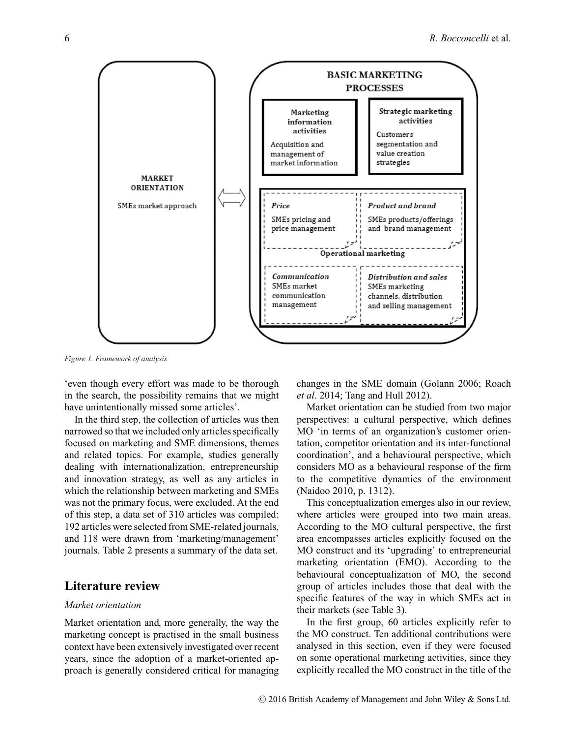MARKET ORIENTATION

SMEs market approach

BASIC MARKETING PROCESSES

**Marketing information activities**

Acquisition and management of market information

**Strategic marketing activities**

Customers segmentation and value creation strategies

*Price*

SMEs pricing and price management

*Product and brand*

SMEs products/offerings and brand management

**Operational marketing**

*Communication*

SMEs market communication management

*Distribution and sales*

SMEs marketing channels, distribution and selling management

*Figure 1. Framework of analysis*

'even though every effort was made to be thorough in the search, the possibility remains that we might have unintentionally missed some articles'.

In the third step, the collection of articles was then narrowed so that we included only articles specifically focused on marketing and SME dimensions, themes and related topics. For example, studies generally dealing with internationalization, entrepreneurship and innovation strategy, as well as any articles in which the relationship between marketing and SMEs was not the primary focus, were excluded. At the end of this step, a data set of 310 articles was compiled: 192 articles were selected from SME-related journals, and 118 were drawn from 'marketing/management' journals. Table 2 presents a summary of the data set.

## Literature review

### *Market orientation*

Market orientation and, more generally, the way the marketing concept is practised in the small business context have been extensively investigated over recent years, since the adoption of a market-oriented approach is generally considered critical for managing changes in the SME domain (Golann 2006; Roach *et al*. 2014; Tang and Hull 2012).

Market orientation can be studied from two major perspectives: a cultural perspective, which defines MO 'in terms of an organization's customer orientation, competitor orientation and its inter-functional coordination', and a behavioural perspective, which considers MO as a behavioural response of the firm to the competitive dynamics of the environment (Naidoo 2010, p. 1312).

This conceptualization emerges also in our review, where articles were grouped into two main areas. According to the MO cultural perspective, the first area encompasses articles explicitly focused on the MO construct and its 'upgrading' to entrepreneurial marketing orientation (EMO). According to the behavioural conceptualization of MO, the second group of articles includes those that deal with the specific features of the way in which SMEs act in their markets (see Table 3).

In the first group, 60 articles explicitly refer to the MO construct. Ten additional contributions were analysed in this section, even if they were focused on some operational marketing activities, since they explicitly recalled the MO construct in the title of the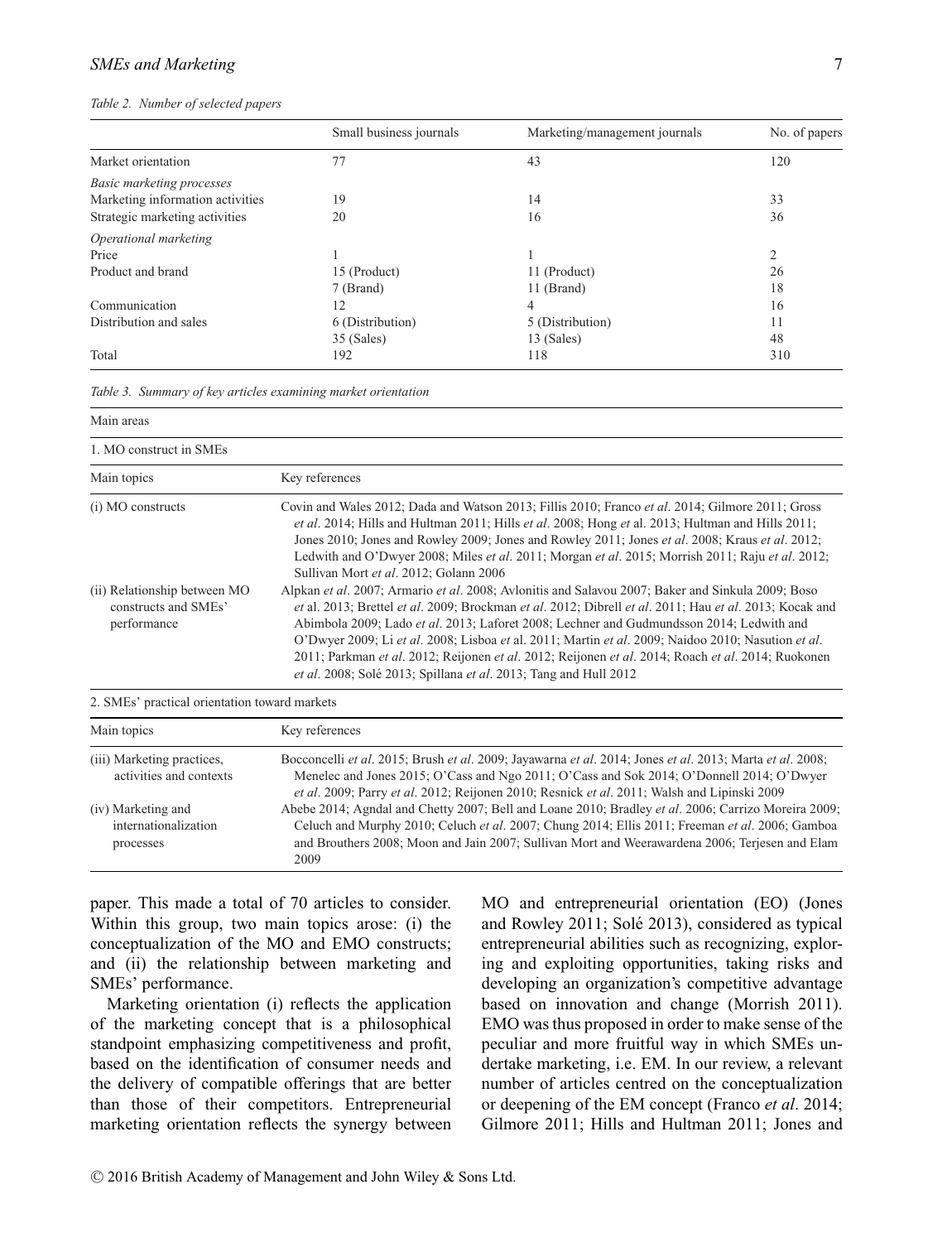*Table 2. Number of selected papers*

| | Small business journals | Marketing/management journals | No. of papers |
|---|---|---|---|
| Market orientation | 77 | 43 | 120 |
| *Basic marketing processes* | | | |
| Marketing information activities | 19 | 14 | 33 |
| Strategic marketing activities | 20 | 16 | 36 |
| *Operational marketing* | | | |
| Price | 1 | 1 | 2 |
| Product and brand | 15 (Product) | 11 (Product) | 26 |
| | 7 (Brand) | 11 (Brand) | 18 |
| Communication | 12 | 4 | 16 |
| Distribution and sales | 6 (Distribution) | 5 (Distribution) | 11 |
| | 35 (Sales) | 13 (Sales) | 48 |
| Total | 192 | 118 | 310 |

*Table 3. Summary of key articles examining market orientation*

| Main areas | |
|---|---|
| **1. MO construct in SMEs** | |
| Main topics | Key references |
| (i) MO constructs | Covin and Wales 2012; Dada and Watson 2013; Fillis 2010; Franco *et al*. 2014; Gilmore 2011; Gross *et al*. 2014; Hills and Hultman 2011; Hills *et al*. 2008; Hong *et al*. 2013; Hultman and Hills 2011; Jones 2010; Jones and Rowley 2009; Jones and Rowley 2011; Jones *et al*. 2008; Kraus *et al*. 2012; Ledwith and O'Dwyer 2008; Miles *et al*. 2011; Morgan *et al*. 2015; Morrish 2011; Raju *et al*. 2012; Sullivan Mort *et al*. 2012; Golann 2006 |
| (ii) Relationship between MO constructs and SMEs' performance | Alpkan *et al*. 2007; Armario *et al*. 2008; Avlonitis and Salavou 2007; Baker and Sinkula 2009; Boso *et* al. 2013; Brettel *et al*. 2009; Brockman *et al*. 2012; Dibrell *et al*. 2011; Hau *et al*. 2013; Kocak and Abimbola 2009; Lado *et al*. 2013; Laforet 2008; Lechner and Gudmundsson 2014; Ledwith and O'Dwyer 2009; Li *et al*. 2008; Lisboa *et* al. 2011; Martin *et al*. 2009; Naidoo 2010; Nasution *et al*. 2011; Parkman *et al*. 2012; Reijonen *et al*. 2012; Reijonen *et al*. 2014; Roach *et al*. 2014; Ruokonen *et al*. 2008; Solé 2013; Spillana *et al*. 2013; Tang and Hull 2012 |
| **2. SMEs' practical orientation toward markets** | |
| Main topics | Key references |
| (iii) Marketing practices, activities and contexts | Bocconcelli *et al*. 2015; Brush *et al*. 2009; Jayawarna *et al*. 2014; Jones *et al*. 2013; Marta *et al*. 2008; Menelec and Jones 2015; O'Cass and Ngo 2011; O'Cass and Sok 2014; O'Donnell 2014; O'Dwyer *et al*. 2009; Parry *et al*. 2012; Reijonen 2010; Resnick *et al*. 2011; Walsh and Lipinski 2009 |
| (iv) Marketing and internationalization processes | Abebe 2014; Agndal and Chetty 2007; Bell and Loane 2010; Bradley *et al*. 2006; Carrizo Moreira 2009; Celuch and Murphy 2010; Celuch *et al*. 2007; Chung 2014; Ellis 2011; Freeman *et al*. 2006; Gamboa and Brouthers 2008; Moon and Jain 2007; Sullivan Mort and Weerawardena 2006; Terjesen and Elam 2009 |

paper. This made a total of 70 articles to consider. Within this group, two main topics arose: (i) the conceptualization of the MO and EMO constructs; and (ii) the relationship between marketing and SMEs' performance.

Marketing orientation (i) reflects the application of the marketing concept that is a philosophical standpoint emphasizing competitiveness and profit, based on the identification of consumer needs and the delivery of compatible offerings that are better than those of their competitors. Entrepreneurial marketing orientation reflects the synergy between MO and entrepreneurial orientation (EO) (Jones and Rowley 2011; Solé 2013), considered as typical entrepreneurial abilities such as recognizing, exploring and exploiting opportunities, taking risks and developing an organization's competitive advantage based on innovation and change (Morrish 2011). EMO was thus proposed in order to make sense of the peculiar and more fruitful way in which SMEs undertake marketing, i.e. EM. In our review, a relevant number of articles centred on the conceptualization or deepening of the EM concept (Franco *et al*. 2014; Gilmore 2011; Hills and Hultman 2011; Jones and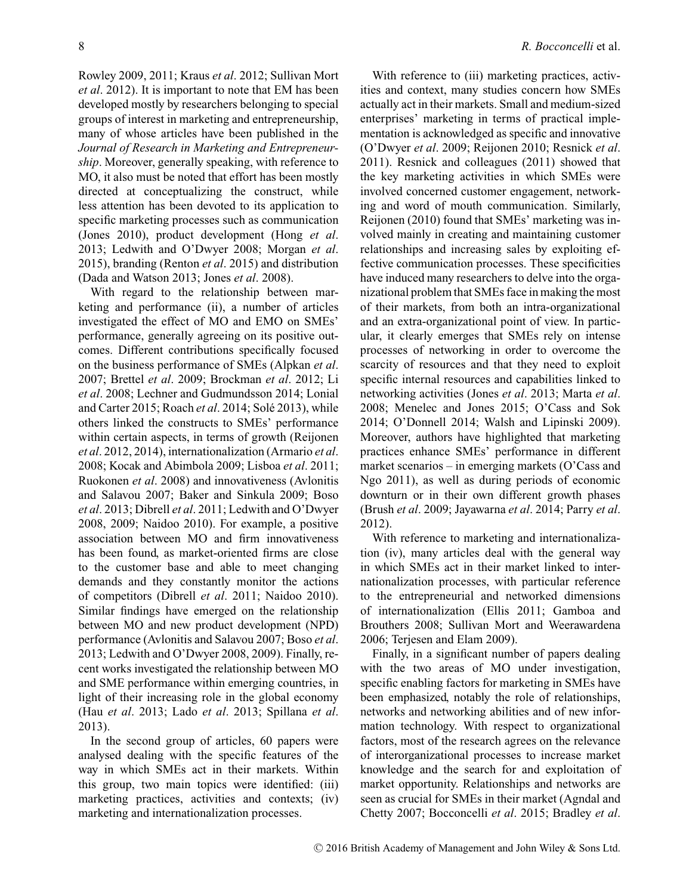Rowley 2009, 2011; Kraus *et al*. 2012; Sullivan Mort *et al*. 2012). It is important to note that EM has been developed mostly by researchers belonging to special groups of interest in marketing and entrepreneurship, many of whose articles have been published in the *Journal of Research in Marketing and Entrepreneurship*. Moreover, generally speaking, with reference to MO, it also must be noted that effort has been mostly directed at conceptualizing the construct, while less attention has been devoted to its application to specific marketing processes such as communication (Jones 2010), product development (Hong *et al*. 2013; Ledwith and O'Dwyer 2008; Morgan *et al*. 2015), branding (Renton *et al*. 2015) and distribution (Dada and Watson 2013; Jones *et al*. 2008).

With regard to the relationship between marketing and performance (ii), a number of articles investigated the effect of MO and EMO on SMEs' performance, generally agreeing on its positive outcomes. Different contributions specifically focused on the business performance of SMEs (Alpkan *et al*. 2007; Brettel *et al*. 2009; Brockman *et al*. 2012; Li *et al*. 2008; Lechner and Gudmundsson 2014; Lonial and Carter 2015; Roach *et al*. 2014; Solé 2013), while others linked the constructs to SMEs' performance within certain aspects, in terms of growth (Reijonen *et al*. 2012, 2014), internationalization (Armario *et al*. 2008; Kocak and Abimbola 2009; Lisboa *et al*. 2011; Ruokonen *et al*. 2008) and innovativeness (Avlonitis and Salavou 2007; Baker and Sinkula 2009; Boso *et al*. 2013; Dibrell *et al*. 2011; Ledwith and O'Dwyer 2008, 2009; Naidoo 2010). For example, a positive association between MO and firm innovativeness has been found, as market-oriented firms are close to the customer base and able to meet changing demands and they constantly monitor the actions of competitors (Dibrell *et al*. 2011; Naidoo 2010). Similar findings have emerged on the relationship between MO and new product development (NPD) performance (Avlonitis and Salavou 2007; Boso *et al*. 2013; Ledwith and O'Dwyer 2008, 2009). Finally, recent works investigated the relationship between MO and SME performance within emerging countries, in light of their increasing role in the global economy (Hau *et al*. 2013; Lado *et al*. 2013; Spillana *et al*. 2013).

In the second group of articles, 60 papers were analysed dealing with the specific features of the way in which SMEs act in their markets. Within this group, two main topics were identified: (iii) marketing practices, activities and contexts; (iv) marketing and internationalization processes.

With reference to (iii) marketing practices, activities and context, many studies concern how SMEs actually act in their markets. Small and medium-sized enterprises' marketing in terms of practical implementation is acknowledged as specific and innovative (O'Dwyer *et al*. 2009; Reijonen 2010; Resnick *et al*. 2011). Resnick and colleagues (2011) showed that the key marketing activities in which SMEs were involved concerned customer engagement, networking and word of mouth communication. Similarly, Reijonen (2010) found that SMEs' marketing was involved mainly in creating and maintaining customer relationships and increasing sales by exploiting effective communication processes. These specificities have induced many researchers to delve into the organizational problem that SMEs face in making the most of their markets, from both an intra-organizational and an extra-organizational point of view. In particular, it clearly emerges that SMEs rely on intense processes of networking in order to overcome the scarcity of resources and that they need to exploit specific internal resources and capabilities linked to networking activities (Jones *et al*. 2013; Marta *et al*. 2008; Menelec and Jones 2015; O'Cass and Sok 2014; O'Donnell 2014; Walsh and Lipinski 2009). Moreover, authors have highlighted that marketing practices enhance SMEs' performance in different market scenarios – in emerging markets (O'Cass and Ngo 2011), as well as during periods of economic downturn or in their own different growth phases (Brush *et al*. 2009; Jayawarna *et al*. 2014; Parry *et al*. 2012).

With reference to marketing and internationalization (iv), many articles deal with the general way in which SMEs act in their market linked to internationalization processes, with particular reference to the entrepreneurial and networked dimensions of internationalization (Ellis 2011; Gamboa and Brouthers 2008; Sullivan Mort and Weerawardena 2006; Terjesen and Elam 2009).

Finally, in a significant number of papers dealing with the two areas of MO under investigation, specific enabling factors for marketing in SMEs have been emphasized, notably the role of relationships, networks and networking abilities and of new information technology. With respect to organizational factors, most of the research agrees on the relevance of interorganizational processes to increase market knowledge and the search for and exploitation of market opportunity. Relationships and networks are seen as crucial for SMEs in their market (Agndal and Chetty 2007; Bocconcelli *et al*. 2015; Bradley *et al*.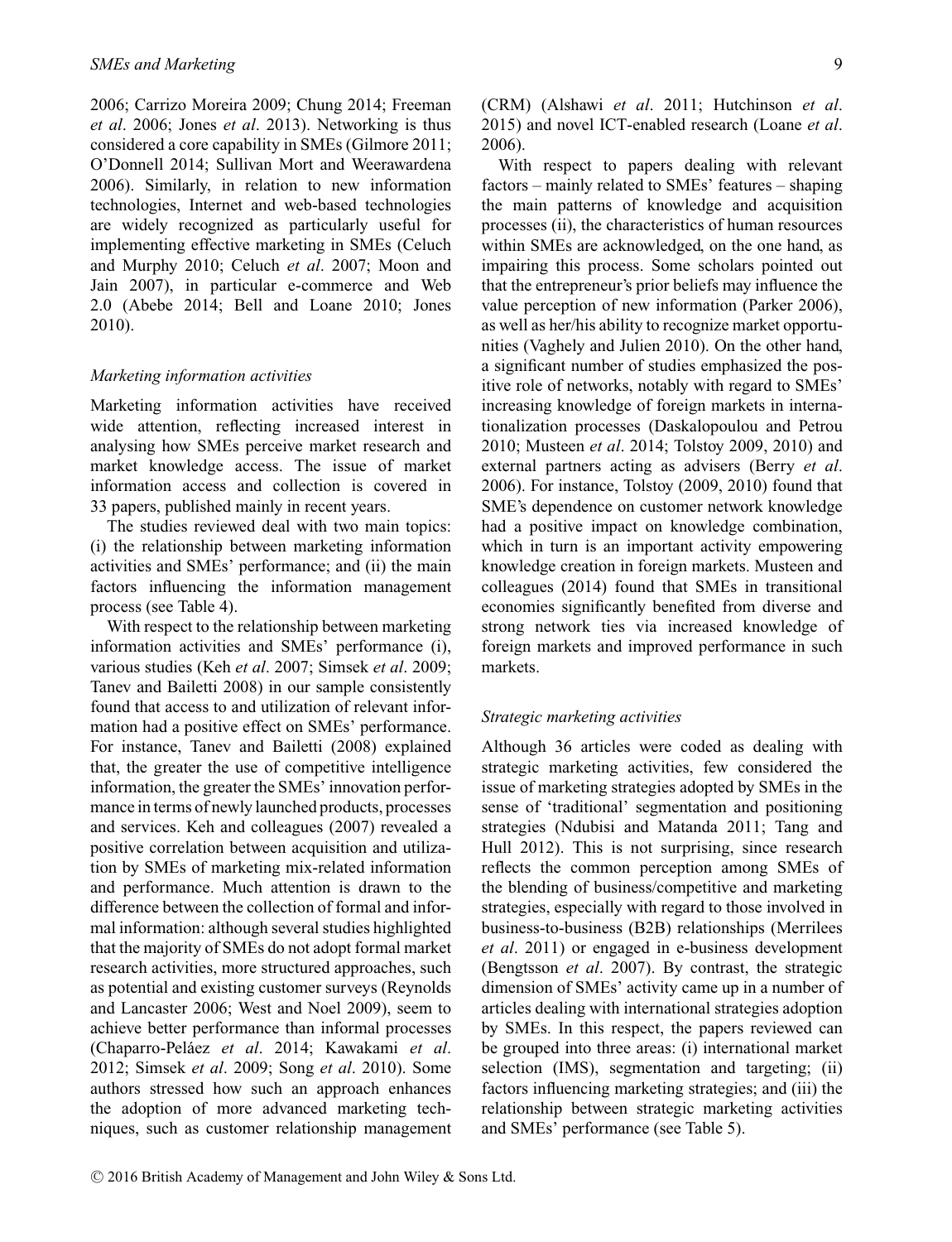2006; Carrizo Moreira 2009; Chung 2014; Freeman *et al*. 2006; Jones *et al*. 2013). Networking is thus considered a core capability in SMEs (Gilmore 2011; O'Donnell 2014; Sullivan Mort and Weerawardena 2006). Similarly, in relation to new information technologies, Internet and web-based technologies are widely recognized as particularly useful for implementing effective marketing in SMEs (Celuch and Murphy 2010; Celuch *et al*. 2007; Moon and Jain 2007), in particular e-commerce and Web 2.0 (Abebe 2014; Bell and Loane 2010; Jones 2010).

### *Marketing information activities*

Marketing information activities have received wide attention, reflecting increased interest in analysing how SMEs perceive market research and market knowledge access. The issue of market information access and collection is covered in 33 papers, published mainly in recent years.

The studies reviewed deal with two main topics: (i) the relationship between marketing information activities and SMEs' performance; and (ii) the main factors influencing the information management process (see Table 4).

With respect to the relationship between marketing information activities and SMEs' performance (i), various studies (Keh *et al*. 2007; Simsek *et al*. 2009; Tanev and Bailetti 2008) in our sample consistently found that access to and utilization of relevant information had a positive effect on SMEs' performance. For instance, Tanev and Bailetti (2008) explained that, the greater the use of competitive intelligence information, the greater the SMEs' innovation performance in terms of newly launched products, processes and services. Keh and colleagues (2007) revealed a positive correlation between acquisition and utilization by SMEs of marketing mix-related information and performance. Much attention is drawn to the difference between the collection of formal and informal information: although several studies highlighted that the majority of SMEs do not adopt formal market research activities, more structured approaches, such as potential and existing customer surveys (Reynolds and Lancaster 2006; West and Noel 2009), seem to achieve better performance than informal processes (Chaparro-Peláez *et al*. 2014; Kawakami *et al*. 2012; Simsek *et al*. 2009; Song *et al*. 2010). Some authors stressed how such an approach enhances the adoption of more advanced marketing techniques, such as customer relationship management (CRM) (Alshawi *et al*. 2011; Hutchinson *et al*. 2015) and novel ICT-enabled research (Loane *et al*. 2006).

With respect to papers dealing with relevant factors – mainly related to SMEs' features – shaping the main patterns of knowledge and acquisition processes (ii), the characteristics of human resources within SMEs are acknowledged, on the one hand, as impairing this process. Some scholars pointed out that the entrepreneur's prior beliefs may influence the value perception of new information (Parker 2006), as well as her/his ability to recognize market opportunities (Vaghely and Julien 2010). On the other hand, a significant number of studies emphasized the positive role of networks, notably with regard to SMEs' increasing knowledge of foreign markets in internationalization processes (Daskalopoulou and Petrou 2010; Musteen *et al*. 2014; Tolstoy 2009, 2010) and external partners acting as advisers (Berry *et al*. 2006). For instance, Tolstoy (2009, 2010) found that SME's dependence on customer network knowledge had a positive impact on knowledge combination, which in turn is an important activity empowering knowledge creation in foreign markets. Musteen and colleagues (2014) found that SMEs in transitional economies significantly benefited from diverse and strong network ties via increased knowledge of foreign markets and improved performance in such markets.

### *Strategic marketing activities*

Although 36 articles were coded as dealing with strategic marketing activities, few considered the issue of marketing strategies adopted by SMEs in the sense of 'traditional' segmentation and positioning strategies (Ndubisi and Matanda 2011; Tang and Hull 2012). This is not surprising, since research reflects the common perception among SMEs of the blending of business/competitive and marketing strategies, especially with regard to those involved in business-to-business (B2B) relationships (Merrilees *et al*. 2011) or engaged in e-business development (Bengtsson *et al*. 2007). By contrast, the strategic dimension of SMEs' activity came up in a number of articles dealing with international strategies adoption by SMEs. In this respect, the papers reviewed can be grouped into three areas: (i) international market selection (IMS), segmentation and targeting; (ii) factors influencing marketing strategies; and (iii) the relationship between strategic marketing activities and SMEs' performance (see Table 5).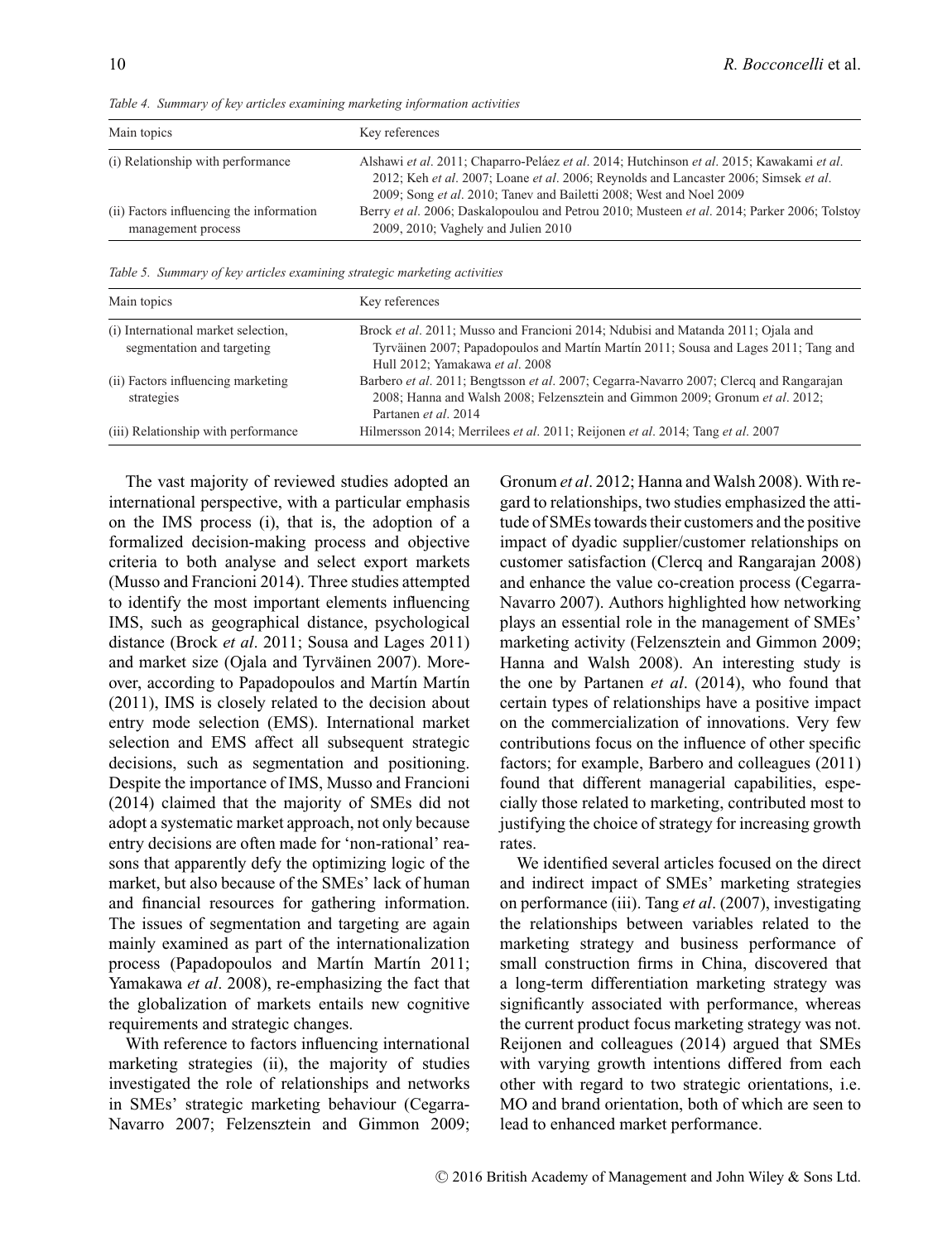*Table 4. Summary of key articles examining marketing information activities*

| Main topics | Key references |
|---|---|
| (i) Relationship with performance | Alshawi *et al*. 2011; Chaparro-Peláez *et al*. 2014; Hutchinson *et al*. 2015; Kawakami *et al*. 2012; Keh *et al*. 2007; Loane *et al*. 2006; Reynolds and Lancaster 2006; Simsek *et al*. 2009; Song *et al*. 2010; Tanev and Bailetti 2008; West and Noel 2009 |
| (ii) Factors influencing the information management process | Berry *et al*. 2006; Daskalopoulou and Petrou 2010; Musteen *et al*. 2014; Parker 2006; Tolstoy 2009, 2010; Vaghely and Julien 2010 |

*Table 5. Summary of key articles examining strategic marketing activities*

| Main topics | Key references |
|---|---|
| (i) International market selection, segmentation and targeting | Brock *et al*. 2011; Musso and Francioni 2014; Ndubisi and Matanda 2011; Ojala and Tyrväinen 2007; Papadopoulos and Martín Martín 2011; Sousa and Lages 2011; Tang and Hull 2012; Yamakawa *et al*. 2008 |
| (ii) Factors influencing marketing strategies | Barbero *et al*. 2011; Bengtsson *et al*. 2007; Cegarra-Navarro 2007; Clercq and Rangarajan 2008; Hanna and Walsh 2008; Felzensztein and Gimmon 2009; Gronum *et al*. 2012; Partanen *et al*. 2014 |
| (iii) Relationship with performance | Hilmersson 2014; Merrilees *et al*. 2011; Reijonen *et al*. 2014; Tang *et al*. 2007 |

The vast majority of reviewed studies adopted an international perspective, with a particular emphasis on the IMS process (i), that is, the adoption of a formalized decision-making process and objective criteria to both analyse and select export markets (Musso and Francioni 2014). Three studies attempted to identify the most important elements influencing IMS, such as geographical distance, psychological distance (Brock *et al*. 2011; Sousa and Lages 2011) and market size (Ojala and Tyrväinen 2007). Moreover, according to Papadopoulos and Martín Martín (2011), IMS is closely related to the decision about entry mode selection (EMS). International market selection and EMS affect all subsequent strategic decisions, such as segmentation and positioning. Despite the importance of IMS, Musso and Francioni (2014) claimed that the majority of SMEs did not adopt a systematic market approach, not only because entry decisions are often made for 'non-rational' reasons that apparently defy the optimizing logic of the market, but also because of the SMEs' lack of human and financial resources for gathering information. The issues of segmentation and targeting are again mainly examined as part of the internationalization process (Papadopoulos and Martín Martín 2011; Yamakawa *et al*. 2008), re-emphasizing the fact that the globalization of markets entails new cognitive requirements and strategic changes.

With reference to factors influencing international marketing strategies (ii), the majority of studies investigated the role of relationships and networks in SMEs' strategic marketing behaviour (Cegarra-Navarro 2007; Felzensztein and Gimmon 2009; Gronum *et al*. 2012; Hanna and Walsh 2008). With regard to relationships, two studies emphasized the attitude of SMEs towards their customers and the positive impact of dyadic supplier/customer relationships on customer satisfaction (Clercq and Rangarajan 2008) and enhance the value co-creation process (Cegarra-Navarro 2007). Authors highlighted how networking plays an essential role in the management of SMEs' marketing activity (Felzensztein and Gimmon 2009; Hanna and Walsh 2008). An interesting study is the one by Partanen *et al*. (2014), who found that certain types of relationships have a positive impact on the commercialization of innovations. Very few contributions focus on the influence of other specific factors; for example, Barbero and colleagues (2011) found that different managerial capabilities, especially those related to marketing, contributed most to justifying the choice of strategy for increasing growth rates.

We identified several articles focused on the direct and indirect impact of SMEs' marketing strategies on performance (iii). Tang *et al*. (2007), investigating the relationships between variables related to the marketing strategy and business performance of small construction firms in China, discovered that a long-term differentiation marketing strategy was significantly associated with performance, whereas the current product focus marketing strategy was not. Reijonen and colleagues (2014) argued that SMEs with varying growth intentions differed from each other with regard to two strategic orientations, i.e. MO and brand orientation, both of which are seen to lead to enhanced market performance.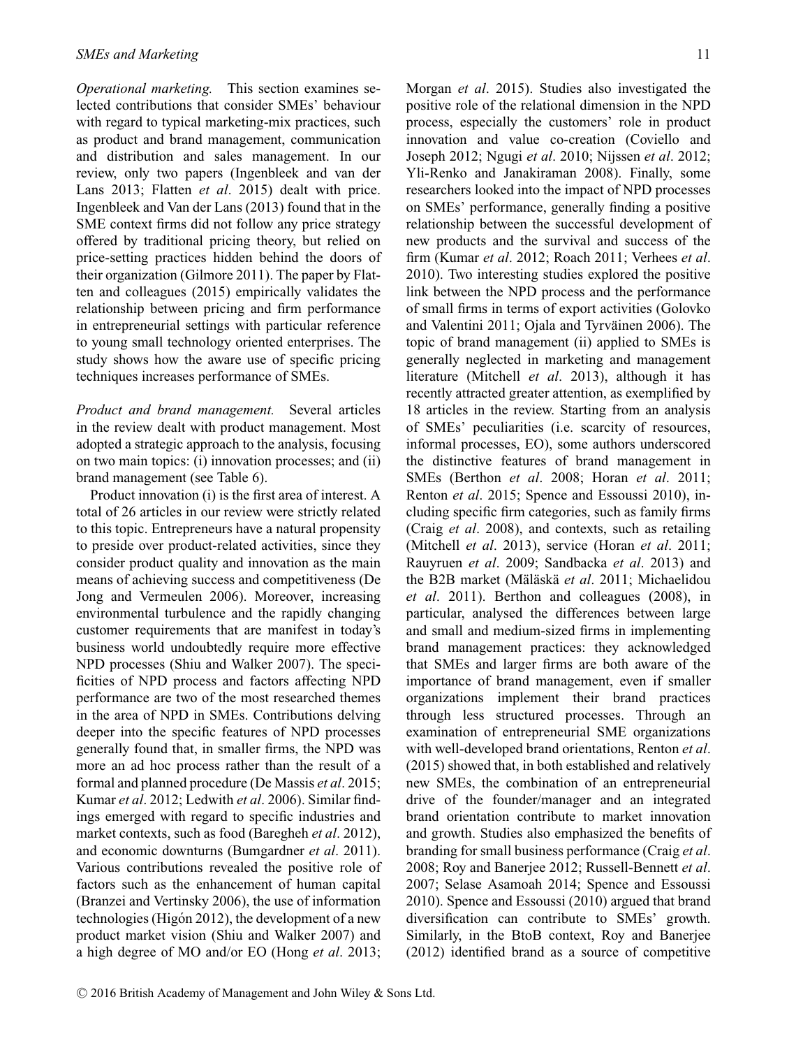*Operational marketing.* This section examines selected contributions that consider SMEs' behaviour with regard to typical marketing-mix practices, such as product and brand management, communication and distribution and sales management. In our review, only two papers (Ingenbleek and van der Lans 2013; Flatten *et al*. 2015) dealt with price. Ingenbleek and Van der Lans (2013) found that in the SME context firms did not follow any price strategy offered by traditional pricing theory, but relied on price-setting practices hidden behind the doors of their organization (Gilmore 2011). The paper by Flatten and colleagues (2015) empirically validates the relationship between pricing and firm performance in entrepreneurial settings with particular reference to young small technology oriented enterprises. The study shows how the aware use of specific pricing techniques increases performance of SMEs.

*Product and brand management.* Several articles in the review dealt with product management. Most adopted a strategic approach to the analysis, focusing on two main topics: (i) innovation processes; and (ii) brand management (see Table 6).

Product innovation (i) is the first area of interest. A total of 26 articles in our review were strictly related to this topic. Entrepreneurs have a natural propensity to preside over product-related activities, since they consider product quality and innovation as the main means of achieving success and competitiveness (De Jong and Vermeulen 2006). Moreover, increasing environmental turbulence and the rapidly changing customer requirements that are manifest in today's business world undoubtedly require more effective NPD processes (Shiu and Walker 2007). The specificities of NPD process and factors affecting NPD performance are two of the most researched themes in the area of NPD in SMEs. Contributions delving deeper into the specific features of NPD processes generally found that, in smaller firms, the NPD was more an ad hoc process rather than the result of a formal and planned procedure (De Massis *et al*. 2015; Kumar *et al*. 2012; Ledwith *et al*. 2006). Similar findings emerged with regard to specific industries and market contexts, such as food (Baregheh *et al*. 2012), and economic downturns (Bumgardner *et al*. 2011). Various contributions revealed the positive role of factors such as the enhancement of human capital (Branzei and Vertinsky 2006), the use of information technologies (Higón 2012), the development of a new product market vision (Shiu and Walker 2007) and a high degree of MO and/or EO (Hong *et al*. 2013; Morgan *et al*. 2015). Studies also investigated the positive role of the relational dimension in the NPD process, especially the customers' role in product innovation and value co-creation (Coviello and Joseph 2012; Ngugi *et al*. 2010; Nijssen *et al*. 2012; Yli-Renko and Janakiraman 2008). Finally, some researchers looked into the impact of NPD processes on SMEs' performance, generally finding a positive relationship between the successful development of new products and the survival and success of the firm (Kumar *et al*. 2012; Roach 2011; Verhees *et al*. 2010). Two interesting studies explored the positive link between the NPD process and the performance of small firms in terms of export activities (Golovko and Valentini 2011; Ojala and Tyrväinen 2006). The topic of brand management (ii) applied to SMEs is generally neglected in marketing and management literature (Mitchell *et al*. 2013), although it has recently attracted greater attention, as exemplified by 18 articles in the review. Starting from an analysis of SMEs' peculiarities (i.e. scarcity of resources, informal processes, EO), some authors underscored the distinctive features of brand management in SMEs (Berthon *et al*. 2008; Horan *et al*. 2011; Renton *et al*. 2015; Spence and Essoussi 2010), including specific firm categories, such as family firms (Craig *et al*. 2008), and contexts, such as retailing (Mitchell *et al*. 2013), service (Horan *et al*. 2011; Rauyruen *et al*. 2009; Sandbacka *et al*. 2013) and the B2B market (Mäläskä *et al*. 2011; Michaelidou *et al*. 2011). Berthon and colleagues (2008), in particular, analysed the differences between large and small and medium-sized firms in implementing brand management practices: they acknowledged that SMEs and larger firms are both aware of the importance of brand management, even if smaller organizations implement their brand practices through less structured processes. Through an examination of entrepreneurial SME organizations with well-developed brand orientations, Renton *et al*. (2015) showed that, in both established and relatively new SMEs, the combination of an entrepreneurial drive of the founder/manager and an integrated brand orientation contribute to market innovation and growth. Studies also emphasized the benefits of branding for small business performance (Craig *et al*. 2008; Roy and Banerjee 2012; Russell-Bennett *et al*. 2007; Selase Asamoah 2014; Spence and Essoussi 2010). Spence and Essoussi (2010) argued that brand diversification can contribute to SMEs' growth. Similarly, in the BtoB context, Roy and Banerjee (2012) identified brand as a source of competitive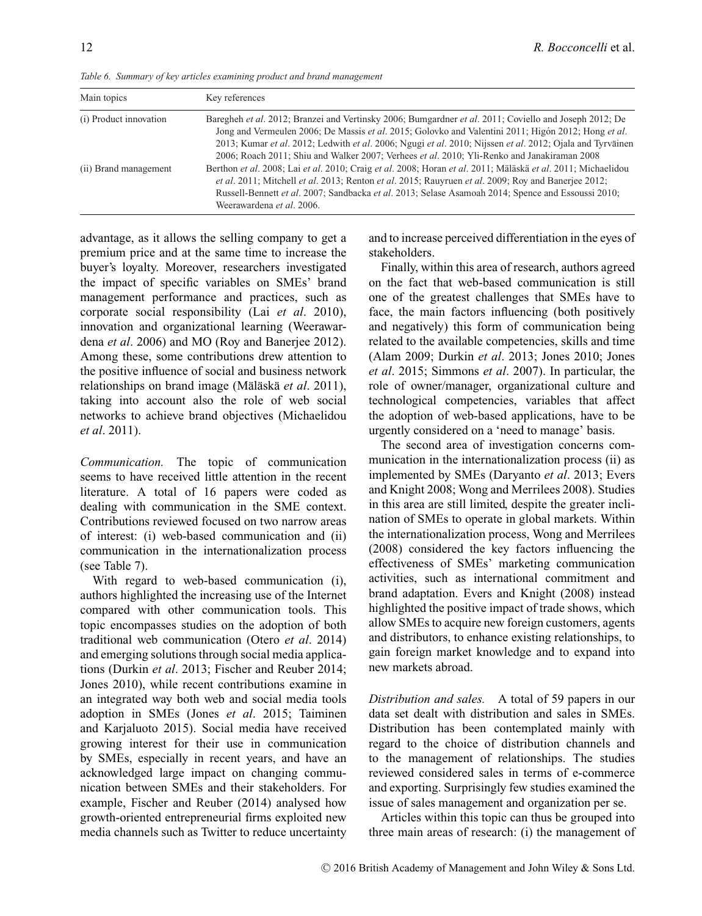*Table 6. Summary of key articles examining product and brand management*

| Main topics | Key references |
| --- | --- |
| (i) Product innovation | Baregheh *et al*. 2012; Branzei and Vertinsky 2006; Bumgardner *et al*. 2011; Coviello and Joseph 2012; De Jong and Vermeulen 2006; De Massis *et al*. 2015; Golovko and Valentini 2011; Higón 2012; Hong *et al*. 2013; Kumar *et al*. 2012; Ledwith *et al*. 2006; Ngugi *et al*. 2010; Nijssen *et al*. 2012; Ojala and Tyrväinen 2006; Roach 2011; Shiu and Walker 2007; Verhees *et al*. 2010; Yli-Renko and Janakiraman 2008 |
| (ii) Brand management | Berthon *et al*. 2008; Lai *et al*. 2010; Craig *et al*. 2008; Horan *et al*. 2011; Mäläskä *et al*. 2011; Michaelidou *et al*. 2011; Mitchell *et al*. 2013; Renton *et al*. 2015; Rauyruen *et al*. 2009; Roy and Banerjee 2012; Russell-Bennett *et al*. 2007; Sandbacka *et al*. 2013; Selase Asamoah 2014; Spence and Essoussi 2010; Weerawardena *et al*. 2006. |

advantage, as it allows the selling company to get a premium price and at the same time to increase the buyer's loyalty. Moreover, researchers investigated the impact of specific variables on SMEs' brand management performance and practices, such as corporate social responsibility (Lai *et al*. 2010), innovation and organizational learning (Weerawardena *et al*. 2006) and MO (Roy and Banerjee 2012). Among these, some contributions drew attention to the positive influence of social and business network relationships on brand image (Mäläskä *et al*. 2011), taking into account also the role of web social networks to achieve brand objectives (Michaelidou *et al*. 2011).

*Communication.* The topic of communication seems to have received little attention in the recent literature. A total of 16 papers were coded as dealing with communication in the SME context. Contributions reviewed focused on two narrow areas of interest: (i) web-based communication and (ii) communication in the internationalization process (see Table 7).

With regard to web-based communication (i), authors highlighted the increasing use of the Internet compared with other communication tools. This topic encompasses studies on the adoption of both traditional web communication (Otero *et al*. 2014) and emerging solutions through social media applications (Durkin *et al*. 2013; Fischer and Reuber 2014; Jones 2010), while recent contributions examine in an integrated way both web and social media tools adoption in SMEs (Jones *et al*. 2015; Taiminen and Karjaluoto 2015). Social media have received growing interest for their use in communication by SMEs, especially in recent years, and have an acknowledged large impact on changing communication between SMEs and their stakeholders. For example, Fischer and Reuber (2014) analysed how growth-oriented entrepreneurial firms exploited new media channels such as Twitter to reduce uncertainty and to increase perceived differentiation in the eyes of stakeholders.

Finally, within this area of research, authors agreed on the fact that web-based communication is still one of the greatest challenges that SMEs have to face, the main factors influencing (both positively and negatively) this form of communication being related to the available competencies, skills and time (Alam 2009; Durkin *et al*. 2013; Jones 2010; Jones *et al*. 2015; Simmons *et al*. 2007). In particular, the role of owner/manager, organizational culture and technological competencies, variables that affect the adoption of web-based applications, have to be urgently considered on a 'need to manage' basis.

The second area of investigation concerns communication in the internationalization process (ii) as implemented by SMEs (Daryanto *et al*. 2013; Evers and Knight 2008; Wong and Merrilees 2008). Studies in this area are still limited, despite the greater inclination of SMEs to operate in global markets. Within the internationalization process, Wong and Merrilees (2008) considered the key factors influencing the effectiveness of SMEs' marketing communication activities, such as international commitment and brand adaptation. Evers and Knight (2008) instead highlighted the positive impact of trade shows, which allow SMEs to acquire new foreign customers, agents and distributors, to enhance existing relationships, to gain foreign market knowledge and to expand into new markets abroad.

*Distribution and sales.* A total of 59 papers in our data set dealt with distribution and sales in SMEs. Distribution has been contemplated mainly with regard to the choice of distribution channels and to the management of relationships. The studies reviewed considered sales in terms of e-commerce and exporting. Surprisingly few studies examined the issue of sales management and organization per se.

Articles within this topic can thus be grouped into three main areas of research: (i) the management of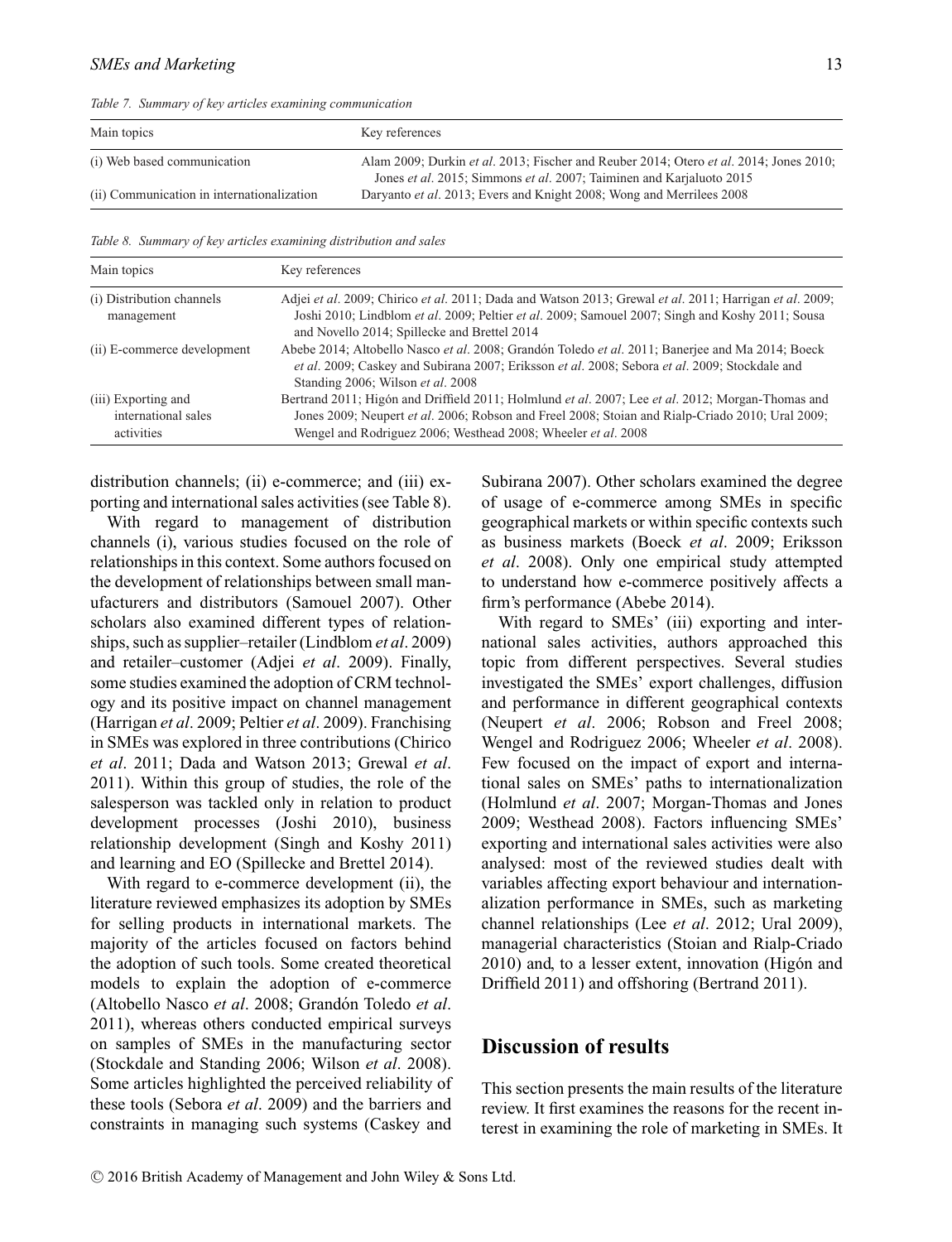*Table 7. Summary of key articles examining communication*

| Main topics | Key references |
|---|---|
| (i) Web based communication | Alam 2009; Durkin *et al*. 2013; Fischer and Reuber 2014; Otero *et al*. 2014; Jones 2010; Jones *et al*. 2015; Simmons *et al*. 2007; Taiminen and Karjaluoto 2015 |
| (ii) Communication in internationalization | Daryanto *et al*. 2013; Evers and Knight 2008; Wong and Merrilees 2008 |

*Table 8. Summary of key articles examining distribution and sales*

| Main topics | Key references |
|---|---|
| (i) Distribution channels management | Adjei *et al*. 2009; Chirico *et al*. 2011; Dada and Watson 2013; Grewal *et al*. 2011; Harrigan *et al*. 2009; Joshi 2010; Lindblom *et al*. 2009; Peltier *et al*. 2009; Samouel 2007; Singh and Koshy 2011; Sousa and Novello 2014; Spillecke and Brettel 2014 |
| (ii) E-commerce development | Abebe 2014; Altobello Nasco *et al*. 2008; Grandón Toledo *et al*. 2011; Banerjee and Ma 2014; Boeck *et al*. 2009; Caskey and Subirana 2007; Eriksson *et al*. 2008; Sebora *et al*. 2009; Stockdale and Standing 2006; Wilson *et al*. 2008 |
| (iii) Exporting and international sales activities | Bertrand 2011; Higón and Driffield 2011; Holmlund *et al*. 2007; Lee *et al*. 2012; Morgan-Thomas and Jones 2009; Neupert *et al*. 2006; Robson and Freel 2008; Stoian and Rialp-Criado 2010; Ural 2009; Wengel and Rodriguez 2006; Westhead 2008; Wheeler *et al*. 2008 |

distribution channels; (ii) e-commerce; and (iii) exporting and international sales activities (see Table 8).

With regard to management of distribution channels (i), various studies focused on the role of relationships in this context. Some authors focused on the development of relationships between small manufacturers and distributors (Samouel 2007). Other scholars also examined different types of relationships, such as supplier–retailer (Lindblom *et al*. 2009) and retailer–customer (Adjei *et al*. 2009). Finally, some studies examined the adoption of CRM technology and its positive impact on channel management (Harrigan *et al*. 2009; Peltier *et al*. 2009). Franchising in SMEs was explored in three contributions (Chirico *et al*. 2011; Dada and Watson 2013; Grewal *et al*. 2011). Within this group of studies, the role of the salesperson was tackled only in relation to product development processes (Joshi 2010), business relationship development (Singh and Koshy 2011) and learning and EO (Spillecke and Brettel 2014).

With regard to e-commerce development (ii), the literature reviewed emphasizes its adoption by SMEs for selling products in international markets. The majority of the articles focused on factors behind the adoption of such tools. Some created theoretical models to explain the adoption of e-commerce (Altobello Nasco *et al*. 2008; Grandón Toledo *et al*. 2011), whereas others conducted empirical surveys on samples of SMEs in the manufacturing sector (Stockdale and Standing 2006; Wilson *et al*. 2008). Some articles highlighted the perceived reliability of these tools (Sebora *et al*. 2009) and the barriers and constraints in managing such systems (Caskey and Subirana 2007). Other scholars examined the degree of usage of e-commerce among SMEs in specific geographical markets or within specific contexts such as business markets (Boeck *et al*. 2009; Eriksson *et al*. 2008). Only one empirical study attempted to understand how e-commerce positively affects a firm's performance (Abebe 2014).

With regard to SMEs' (iii) exporting and international sales activities, authors approached this topic from different perspectives. Several studies investigated the SMEs' export challenges, diffusion and performance in different geographical contexts (Neupert *et al*. 2006; Robson and Freel 2008; Wengel and Rodriguez 2006; Wheeler *et al*. 2008). Few focused on the impact of export and international sales on SMEs' paths to internationalization (Holmlund *et al*. 2007; Morgan-Thomas and Jones 2009; Westhead 2008). Factors influencing SMEs' exporting and international sales activities were also analysed: most of the reviewed studies dealt with variables affecting export behaviour and internationalization performance in SMEs, such as marketing channel relationships (Lee *et al*. 2012; Ural 2009), managerial characteristics (Stoian and Rialp-Criado 2010) and, to a lesser extent, innovation (Higón and Driffield 2011) and offshoring (Bertrand 2011).

## Discussion of results

This section presents the main results of the literature review. It first examines the reasons for the recent interest in examining the role of marketing in SMEs. It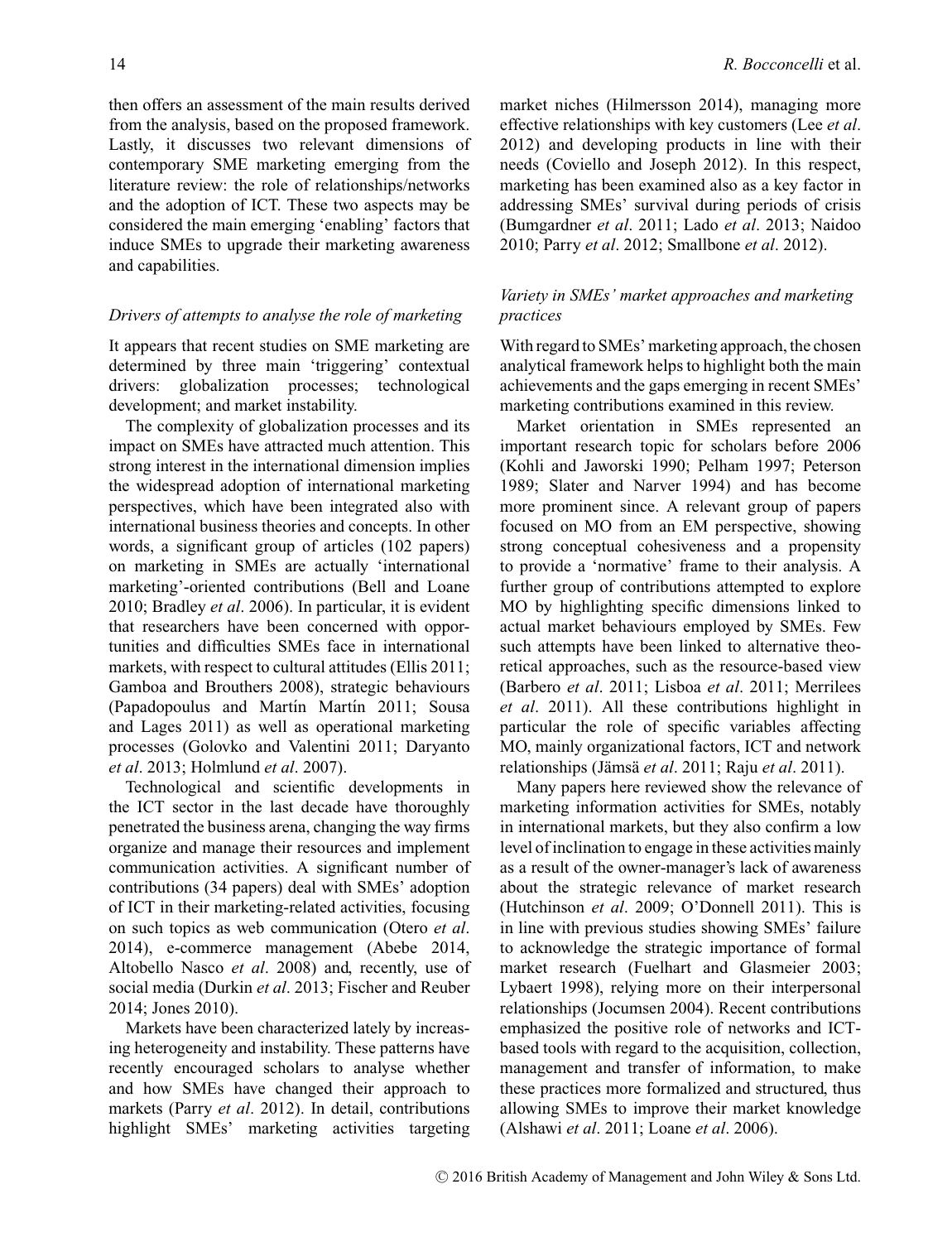then offers an assessment of the main results derived from the analysis, based on the proposed framework. Lastly, it discusses two relevant dimensions of contemporary SME marketing emerging from the literature review: the role of relationships/networks and the adoption of ICT. These two aspects may be considered the main emerging 'enabling' factors that induce SMEs to upgrade their marketing awareness and capabilities.

### *Drivers of attempts to analyse the role of marketing*

It appears that recent studies on SME marketing are determined by three main 'triggering' contextual drivers: globalization processes; technological development; and market instability.

The complexity of globalization processes and its impact on SMEs have attracted much attention. This strong interest in the international dimension implies the widespread adoption of international marketing perspectives, which have been integrated also with international business theories and concepts. In other words, a significant group of articles (102 papers) on marketing in SMEs are actually 'international marketing'-oriented contributions (Bell and Loane 2010; Bradley *et al*. 2006). In particular, it is evident that researchers have been concerned with opportunities and difficulties SMEs face in international markets, with respect to cultural attitudes (Ellis 2011; Gamboa and Brouthers 2008), strategic behaviours (Papadopoulus and Martín Martín 2011; Sousa and Lages 2011) as well as operational marketing processes (Golovko and Valentini 2011; Daryanto *et al*. 2013; Holmlund *et al*. 2007).

Technological and scientific developments in the ICT sector in the last decade have thoroughly penetrated the business arena, changing the way firms organize and manage their resources and implement communication activities. A significant number of contributions (34 papers) deal with SMEs' adoption of ICT in their marketing-related activities, focusing on such topics as web communication (Otero *et al*. 2014), e-commerce management (Abebe 2014, Altobello Nasco *et al*. 2008) and, recently, use of social media (Durkin *et al*. 2013; Fischer and Reuber 2014; Jones 2010).

Markets have been characterized lately by increasing heterogeneity and instability. These patterns have recently encouraged scholars to analyse whether and how SMEs have changed their approach to markets (Parry *et al*. 2012). In detail, contributions highlight SMEs' marketing activities targeting market niches (Hilmersson 2014), managing more effective relationships with key customers (Lee *et al*. 2012) and developing products in line with their needs (Coviello and Joseph 2012). In this respect, marketing has been examined also as a key factor in addressing SMEs' survival during periods of crisis (Bumgardner *et al*. 2011; Lado *et al*. 2013; Naidoo 2010; Parry *et al*. 2012; Smallbone *et al*. 2012).

### *Variety in SMEs' market approaches and marketing practices*

With regard to SMEs' marketing approach, the chosen analytical framework helps to highlight both the main achievements and the gaps emerging in recent SMEs' marketing contributions examined in this review.

Market orientation in SMEs represented an important research topic for scholars before 2006 (Kohli and Jaworski 1990; Pelham 1997; Peterson 1989; Slater and Narver 1994) and has become more prominent since. A relevant group of papers focused on MO from an EM perspective, showing strong conceptual cohesiveness and a propensity to provide a 'normative' frame to their analysis. A further group of contributions attempted to explore MO by highlighting specific dimensions linked to actual market behaviours employed by SMEs. Few such attempts have been linked to alternative theoretical approaches, such as the resource-based view (Barbero *et al*. 2011; Lisboa *et al*. 2011; Merrilees *et al*. 2011). All these contributions highlight in particular the role of specific variables affecting MO, mainly organizational factors, ICT and network relationships (Jämsä *et al*. 2011; Raju *et al*. 2011).

Many papers here reviewed show the relevance of marketing information activities for SMEs, notably in international markets, but they also confirm a low level of inclination to engage in these activities mainly as a result of the owner-manager's lack of awareness about the strategic relevance of market research (Hutchinson *et al*. 2009; O'Donnell 2011). This is in line with previous studies showing SMEs' failure to acknowledge the strategic importance of formal market research (Fuelhart and Glasmeier 2003; Lybaert 1998), relying more on their interpersonal relationships (Jocumsen 2004). Recent contributions emphasized the positive role of networks and ICT-based tools with regard to the acquisition, collection, management and transfer of information, to make these practices more formalized and structured, thus allowing SMEs to improve their market knowledge (Alshawi *et al*. 2011; Loane *et al*. 2006).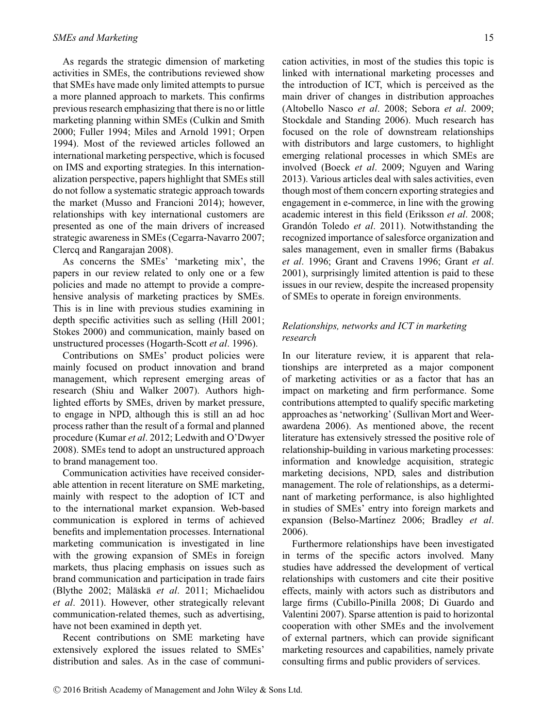As regards the strategic dimension of marketing activities in SMEs, the contributions reviewed show that SMEs have made only limited attempts to pursue a more planned approach to markets. This confirms previous research emphasizing that there is no or little marketing planning within SMEs (Culkin and Smith 2000; Fuller 1994; Miles and Arnold 1991; Orpen 1994). Most of the reviewed articles followed an international marketing perspective, which is focused on IMS and exporting strategies. In this internationalization perspective, papers highlight that SMEs still do not follow a systematic strategic approach towards the market (Musso and Francioni 2014); however, relationships with key international customers are presented as one of the main drivers of increased strategic awareness in SMEs (Cegarra-Navarro 2007; Clercq and Rangarajan 2008).

As concerns the SMEs' 'marketing mix', the papers in our review related to only one or a few policies and made no attempt to provide a comprehensive analysis of marketing practices by SMEs. This is in line with previous studies examining in depth specific activities such as selling (Hill 2001; Stokes 2000) and communication, mainly based on unstructured processes (Hogarth-Scott *et al*. 1996).

Contributions on SMEs' product policies were mainly focused on product innovation and brand management, which represent emerging areas of research (Shiu and Walker 2007). Authors highlighted efforts by SMEs, driven by market pressure, to engage in NPD, although this is still an ad hoc process rather than the result of a formal and planned procedure (Kumar *et al*. 2012; Ledwith and O'Dwyer 2008). SMEs tend to adopt an unstructured approach to brand management too.

Communication activities have received considerable attention in recent literature on SME marketing, mainly with respect to the adoption of ICT and to the international market expansion. Web-based communication is explored in terms of achieved benefits and implementation processes. International marketing communication is investigated in line with the growing expansion of SMEs in foreign markets, thus placing emphasis on issues such as brand communication and participation in trade fairs (Blythe 2002; Mäläskä *et al*. 2011; Michaelidou *et al*. 2011). However, other strategically relevant communication-related themes, such as advertising, have not been examined in depth yet.

Recent contributions on SME marketing have extensively explored the issues related to SMEs' distribution and sales. As in the case of communication activities, in most of the studies this topic is linked with international marketing processes and the introduction of ICT, which is perceived as the main driver of changes in distribution approaches (Altobello Nasco *et al*. 2008; Sebora *et al*. 2009; Stockdale and Standing 2006). Much research has focused on the role of downstream relationships with distributors and large customers, to highlight emerging relational processes in which SMEs are involved (Boeck *et al*. 2009; Nguyen and Waring 2013). Various articles deal with sales activities, even though most of them concern exporting strategies and engagement in e-commerce, in line with the growing academic interest in this field (Eriksson *et al*. 2008; Grandón Toledo *et al*. 2011). Notwithstanding the recognized importance of salesforce organization and sales management, even in smaller firms (Babakus *et al*. 1996; Grant and Cravens 1996; Grant *et al*. 2001), surprisingly limited attention is paid to these issues in our review, despite the increased propensity of SMEs to operate in foreign environments.

### *Relationships, networks and ICT in marketing research*

In our literature review, it is apparent that relationships are interpreted as a major component of marketing activities or as a factor that has an impact on marketing and firm performance. Some contributions attempted to qualify specific marketing approaches as 'networking' (Sullivan Mort and Weerawardena 2006). As mentioned above, the recent literature has extensively stressed the positive role of relationship-building in various marketing processes: information and knowledge acquisition, strategic marketing decisions, NPD, sales and distribution management. The role of relationships, as a determinant of marketing performance, is also highlighted in studies of SMEs' entry into foreign markets and expansion (Belso-Martínez 2006; Bradley *et al*. 2006).

Furthermore relationships have been investigated in terms of the specific actors involved. Many studies have addressed the development of vertical relationships with customers and cite their positive effects, mainly with actors such as distributors and large firms (Cubillo-Pinilla 2008; Di Guardo and Valentini 2007). Sparse attention is paid to horizontal cooperation with other SMEs and the involvement of external partners, which can provide significant marketing resources and capabilities, namely private consulting firms and public providers of services.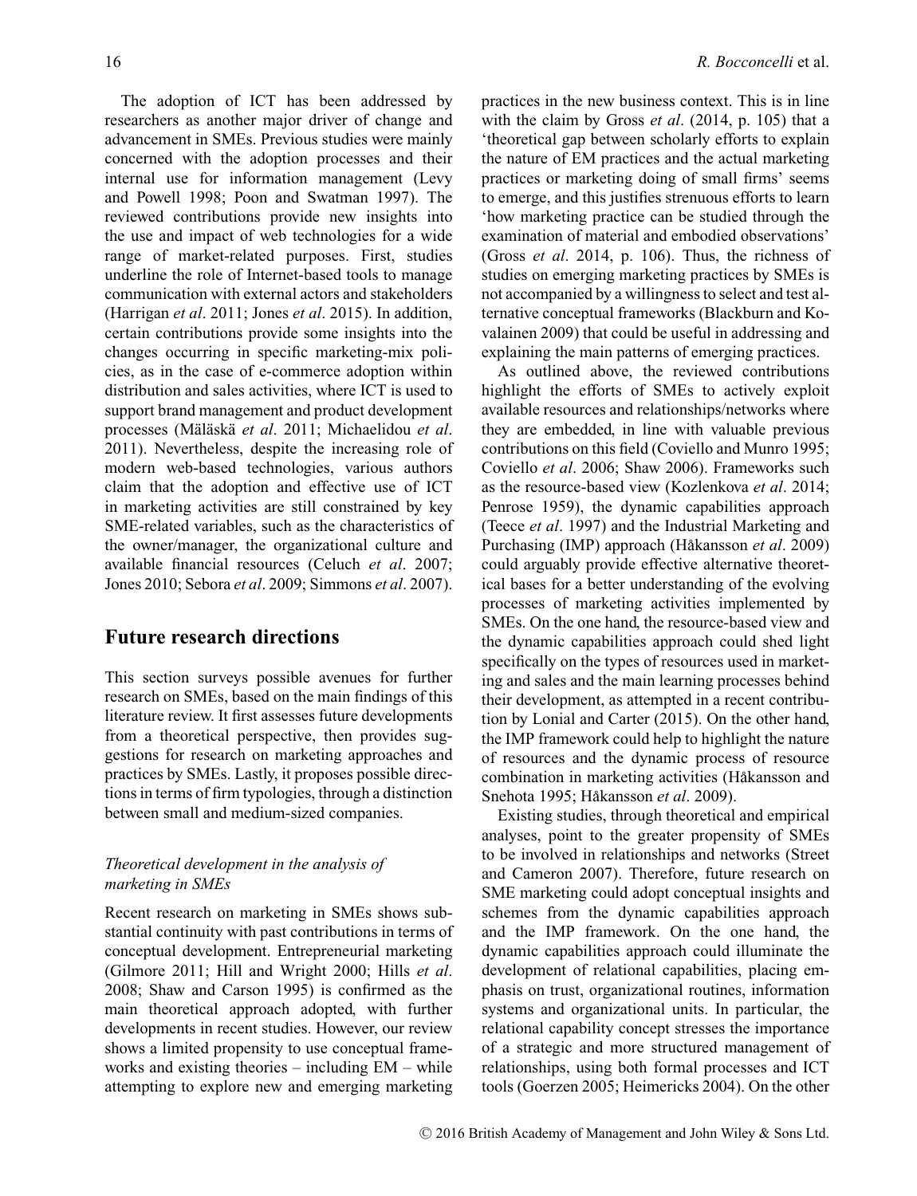The adoption of ICT has been addressed by researchers as another major driver of change and advancement in SMEs. Previous studies were mainly concerned with the adoption processes and their internal use for information management (Levy and Powell 1998; Poon and Swatman 1997). The reviewed contributions provide new insights into the use and impact of web technologies for a wide range of market-related purposes. First, studies underline the role of Internet-based tools to manage communication with external actors and stakeholders (Harrigan *et al*. 2011; Jones *et al*. 2015). In addition, certain contributions provide some insights into the changes occurring in specific marketing-mix policies, as in the case of e-commerce adoption within distribution and sales activities, where ICT is used to support brand management and product development processes (Mäläskä *et al*. 2011; Michaelidou *et al*. 2011). Nevertheless, despite the increasing role of modern web-based technologies, various authors claim that the adoption and effective use of ICT in marketing activities are still constrained by key SME-related variables, such as the characteristics of the owner/manager, the organizational culture and available financial resources (Celuch *et al*. 2007; Jones 2010; Sebora *et al*. 2009; Simmons *et al*. 2007).

## Future research directions

This section surveys possible avenues for further research on SMEs, based on the main findings of this literature review. It first assesses future developments from a theoretical perspective, then provides suggestions for research on marketing approaches and practices by SMEs. Lastly, it proposes possible directions in terms of firm typologies, through a distinction between small and medium-sized companies.

### *Theoretical development in the analysis of marketing in SMEs*

Recent research on marketing in SMEs shows substantial continuity with past contributions in terms of conceptual development. Entrepreneurial marketing (Gilmore 2011; Hill and Wright 2000; Hills *et al*. 2008; Shaw and Carson 1995) is confirmed as the main theoretical approach adopted, with further developments in recent studies. However, our review shows a limited propensity to use conceptual frameworks and existing theories – including EM – while attempting to explore new and emerging marketing practices in the new business context. This is in line with the claim by Gross *et al*. (2014, p. 105) that a 'theoretical gap between scholarly efforts to explain the nature of EM practices and the actual marketing practices or marketing doing of small firms' seems to emerge, and this justifies strenuous efforts to learn 'how marketing practice can be studied through the examination of material and embodied observations' (Gross *et al*. 2014, p. 106). Thus, the richness of studies on emerging marketing practices by SMEs is not accompanied by a willingness to select and test alternative conceptual frameworks (Blackburn and Kovalainen 2009) that could be useful in addressing and explaining the main patterns of emerging practices.

As outlined above, the reviewed contributions highlight the efforts of SMEs to actively exploit available resources and relationships/networks where they are embedded, in line with valuable previous contributions on this field (Coviello and Munro 1995; Coviello *et al*. 2006; Shaw 2006). Frameworks such as the resource-based view (Kozlenkova *et al*. 2014; Penrose 1959), the dynamic capabilities approach (Teece *et al*. 1997) and the Industrial Marketing and Purchasing (IMP) approach (Håkansson *et al*. 2009) could arguably provide effective alternative theoretical bases for a better understanding of the evolving processes of marketing activities implemented by SMEs. On the one hand, the resource-based view and the dynamic capabilities approach could shed light specifically on the types of resources used in marketing and sales and the main learning processes behind their development, as attempted in a recent contribution by Lonial and Carter (2015). On the other hand, the IMP framework could help to highlight the nature of resources and the dynamic process of resource combination in marketing activities (Håkansson and Snehota 1995; Håkansson *et al*. 2009).

Existing studies, through theoretical and empirical analyses, point to the greater propensity of SMEs to be involved in relationships and networks (Street and Cameron 2007). Therefore, future research on SME marketing could adopt conceptual insights and schemes from the dynamic capabilities approach and the IMP framework. On the one hand, the dynamic capabilities approach could illuminate the development of relational capabilities, placing emphasis on trust, organizational routines, information systems and organizational units. In particular, the relational capability concept stresses the importance of a strategic and more structured management of relationships, using both formal processes and ICT tools (Goerzen 2005; Heimericks 2004). On the other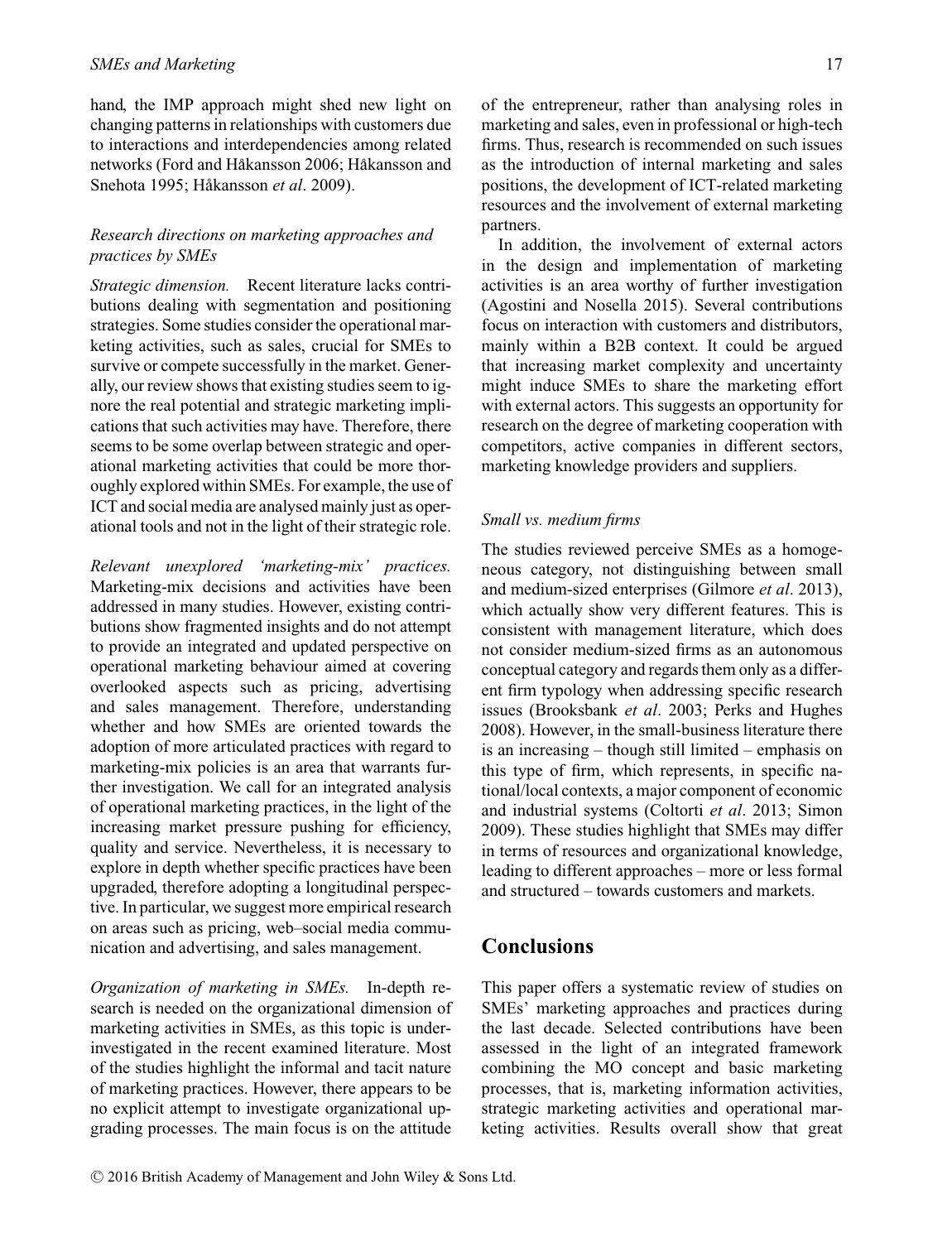hand, the IMP approach might shed new light on changing patterns in relationships with customers due to interactions and interdependencies among related networks (Ford and Håkansson 2006; Håkansson and Snehota 1995; Håkansson *et al*. 2009).

### *Research directions on marketing approaches and practices by SMEs*

*Strategic dimension.* Recent literature lacks contributions dealing with segmentation and positioning strategies. Some studies consider the operational marketing activities, such as sales, crucial for SMEs to survive or compete successfully in the market. Generally, our review shows that existing studies seem to ignore the real potential and strategic marketing implications that such activities may have. Therefore, there seems to be some overlap between strategic and operational marketing activities that could be more thoroughly explored within SMEs. For example, the use of ICT and social media are analysed mainly just as operational tools and not in the light of their strategic role.

*Relevant unexplored 'marketing-mix' practices.* Marketing-mix decisions and activities have been addressed in many studies. However, existing contributions show fragmented insights and do not attempt to provide an integrated and updated perspective on operational marketing behaviour aimed at covering overlooked aspects such as pricing, advertising and sales management. Therefore, understanding whether and how SMEs are oriented towards the adoption of more articulated practices with regard to marketing-mix policies is an area that warrants further investigation. We call for an integrated analysis of operational marketing practices, in the light of the increasing market pressure pushing for efficiency, quality and service. Nevertheless, it is necessary to explore in depth whether specific practices have been upgraded, therefore adopting a longitudinal perspective. In particular, we suggest more empirical research on areas such as pricing, web–social media communication and advertising, and sales management.

*Organization of marketing in SMEs.* In-depth research is needed on the organizational dimension of marketing activities in SMEs, as this topic is under-investigated in the recent examined literature. Most of the studies highlight the informal and tacit nature of marketing practices. However, there appears to be no explicit attempt to investigate organizational upgrading processes. The main focus is on the attitude of the entrepreneur, rather than analysing roles in marketing and sales, even in professional or high-tech firms. Thus, research is recommended on such issues as the introduction of internal marketing and sales positions, the development of ICT-related marketing resources and the involvement of external marketing partners.

In addition, the involvement of external actors in the design and implementation of marketing activities is an area worthy of further investigation (Agostini and Nosella 2015). Several contributions focus on interaction with customers and distributors, mainly within a B2B context. It could be argued that increasing market complexity and uncertainty might induce SMEs to share the marketing effort with external actors. This suggests an opportunity for research on the degree of marketing cooperation with competitors, active companies in different sectors, marketing knowledge providers and suppliers.

### *Small vs. medium firms*

The studies reviewed perceive SMEs as a homogeneous category, not distinguishing between small and medium-sized enterprises (Gilmore *et al*. 2013), which actually show very different features. This is consistent with management literature, which does not consider medium-sized firms as an autonomous conceptual category and regards them only as a different firm typology when addressing specific research issues (Brooksbank *et al*. 2003; Perks and Hughes 2008). However, in the small-business literature there is an increasing – though still limited – emphasis on this type of firm, which represents, in specific national/local contexts, a major component of economic and industrial systems (Coltorti *et al*. 2013; Simon 2009). These studies highlight that SMEs may differ in terms of resources and organizational knowledge, leading to different approaches – more or less formal and structured – towards customers and markets.

## Conclusions

This paper offers a systematic review of studies on SMEs' marketing approaches and practices during the last decade. Selected contributions have been assessed in the light of an integrated framework combining the MO concept and basic marketing processes, that is, marketing information activities, strategic marketing activities and operational marketing activities. Results overall show that great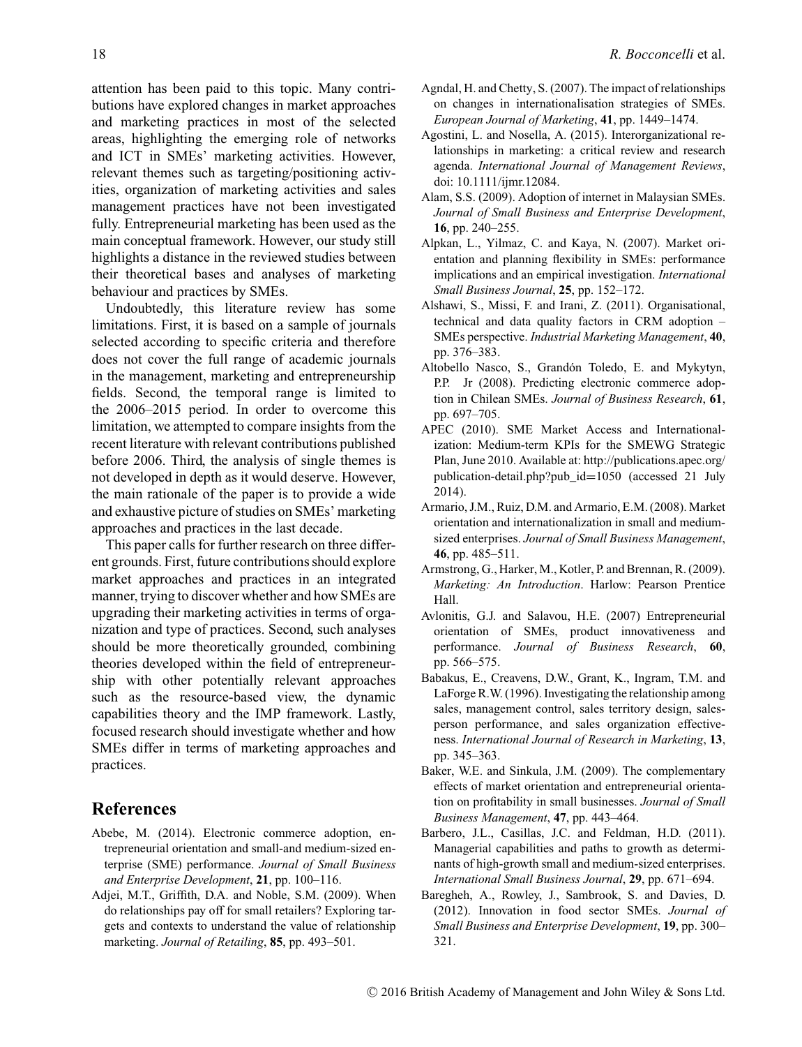attention has been paid to this topic. Many contributions have explored changes in market approaches and marketing practices in most of the selected areas, highlighting the emerging role of networks and ICT in SMEs' marketing activities. However, relevant themes such as targeting/positioning activities, organization of marketing activities and sales management practices have not been investigated fully. Entrepreneurial marketing has been used as the main conceptual framework. However, our study still highlights a distance in the reviewed studies between their theoretical bases and analyses of marketing behaviour and practices by SMEs.

Undoubtedly, this literature review has some limitations. First, it is based on a sample of journals selected according to specific criteria and therefore does not cover the full range of academic journals in the management, marketing and entrepreneurship fields. Second, the temporal range is limited to the 2006–2015 period. In order to overcome this limitation, we attempted to compare insights from the recent literature with relevant contributions published before 2006. Third, the analysis of single themes is not developed in depth as it would deserve. However, the main rationale of the paper is to provide a wide and exhaustive picture of studies on SMEs' marketing approaches and practices in the last decade.

This paper calls for further research on three different grounds. First, future contributions should explore market approaches and practices in an integrated manner, trying to discover whether and how SMEs are upgrading their marketing activities in terms of organization and type of practices. Second, such analyses should be more theoretically grounded, combining theories developed within the field of entrepreneurship with other potentially relevant approaches such as the resource-based view, the dynamic capabilities theory and the IMP framework. Lastly, focused research should investigate whether and how SMEs differ in terms of marketing approaches and practices.

## References

Abebe, M. (2014). Electronic commerce adoption, entrepreneurial orientation and small-and medium-sized enterprise (SME) performance. *Journal of Small Business and Enterprise Development*, **21**, pp. 100–116.

Adjei, M.T., Griffith, D.A. and Noble, S.M. (2009). When do relationships pay off for small retailers? Exploring targets and contexts to understand the value of relationship marketing. *Journal of Retailing*, **85**, pp. 493–501.

Agndal, H. and Chetty, S. (2007). The impact of relationships on changes in internationalisation strategies of SMEs. *European Journal of Marketing*, **41**, pp. 1449–1474.

Agostini, L. and Nosella, A. (2015). Interorganizational relationships in marketing: a critical review and research agenda. *International Journal of Management Reviews*, doi: 10.1111/ijmr.12084.

Alam, S.S. (2009). Adoption of internet in Malaysian SMEs. *Journal of Small Business and Enterprise Development*, **16**, pp. 240–255.

Alpkan, L., Yilmaz, C. and Kaya, N. (2007). Market orientation and planning flexibility in SMEs: performance implications and an empirical investigation. *International Small Business Journal*, **25**, pp. 152–172.

Alshawi, S., Missi, F. and Irani, Z. (2011). Organisational, technical and data quality factors in CRM adoption – SMEs perspective. *Industrial Marketing Management*, **40**, pp. 376–383.

Altobello Nasco, S., Grandón Toledo, E. and Mykytyn, P.P. Jr (2008). Predicting electronic commerce adoption in Chilean SMEs. *Journal of Business Research*, **61**, pp. 697–705.

APEC (2010). SME Market Access and Internationalization: Medium-term KPIs for the SMEWG Strategic Plan, June 2010. Available at: http://publications.apec.org/publication-detail.php?pub_id=1050 (accessed 21 July 2014).

Armario, J.M., Ruiz, D.M. and Armario, E.M. (2008). Market orientation and internationalization in small and medium-sized enterprises. *Journal of Small Business Management*, **46**, pp. 485–511.

Armstrong, G., Harker, M., Kotler, P. and Brennan, R. (2009). *Marketing: An Introduction*. Harlow: Pearson Prentice Hall.

Avlonitis, G.J. and Salavou, H.E. (2007) Entrepreneurial orientation of SMEs, product innovativeness and performance. *Journal of Business Research*, **60**, pp. 566–575.

Babakus, E., Creavens, D.W., Grant, K., Ingram, T.M. and LaForge R.W. (1996). Investigating the relationship among sales, management control, sales territory design, salesperson performance, and sales organization effectiveness. *International Journal of Research in Marketing*, **13**, pp. 345–363.

Baker, W.E. and Sinkula, J.M. (2009). The complementary effects of market orientation and entrepreneurial orientation on profitability in small businesses. *Journal of Small Business Management*, **47**, pp. 443–464.

Barbero, J.L., Casillas, J.C. and Feldman, H.D. (2011). Managerial capabilities and paths to growth as determinants of high-growth small and medium-sized enterprises. *International Small Business Journal*, **29**, pp. 671–694.

Baregheh, A., Rowley, J., Sambrook, S. and Davies, D. (2012). Innovation in food sector SMEs. *Journal of Small Business and Enterprise Development*, **19**, pp. 300–321.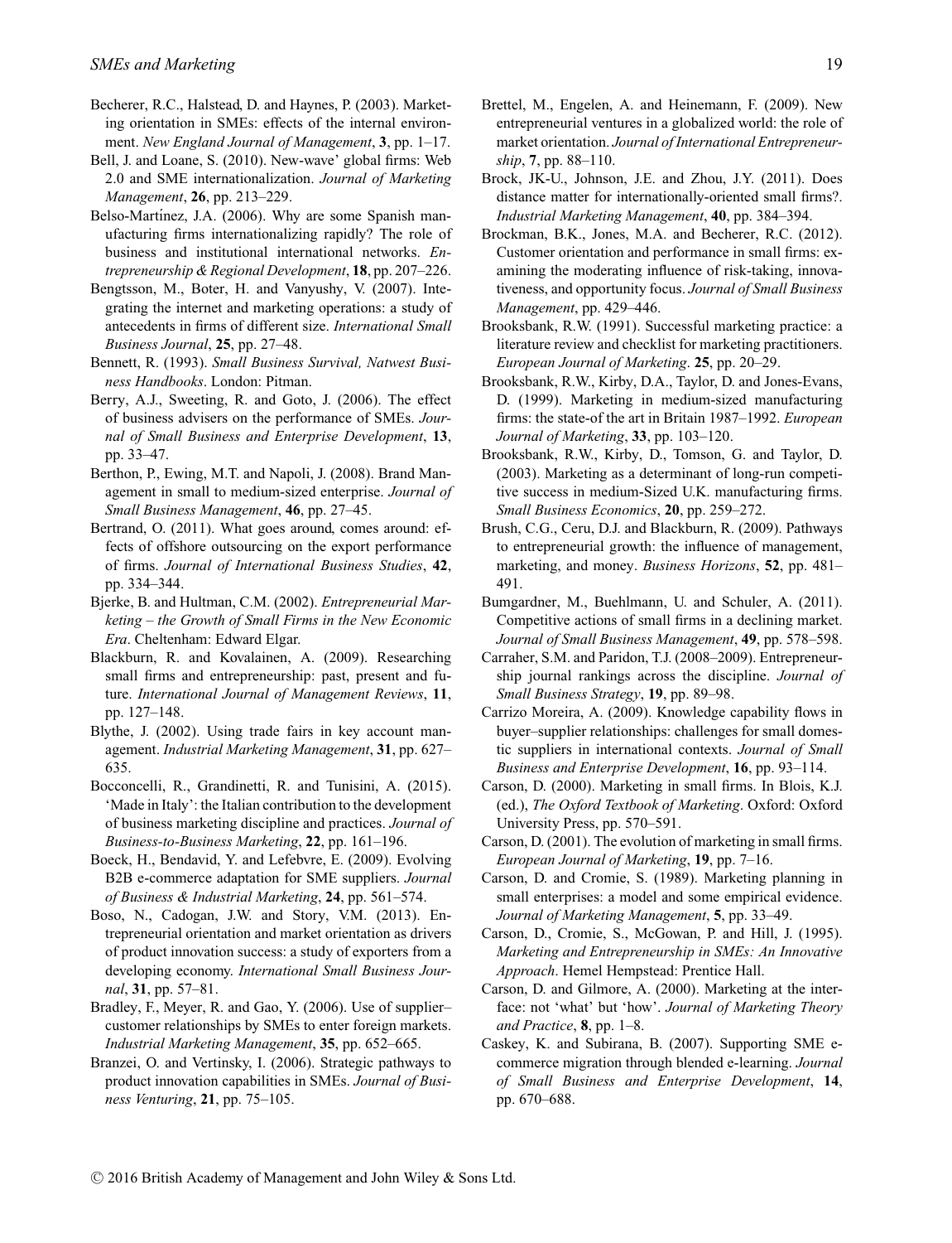Becherer, R.C., Halstead, D. and Haynes, P. (2003). Marketing orientation in SMEs: effects of the internal environment. *New England Journal of Management*, **3**, pp. 1–17.

Bell, J. and Loane, S. (2010). New-wave' global firms: Web 2.0 and SME internationalization. *Journal of Marketing Management*, **26**, pp. 213–229.

Belso-Martínez, J.A. (2006). Why are some Spanish manufacturing firms internationalizing rapidly? The role of business and institutional international networks. *Entrepreneurship & Regional Development*, **18**, pp. 207–226.

Bengtsson, M., Boter, H. and Vanyushy, V. (2007). Integrating the internet and marketing operations: a study of antecedents in firms of different size. *International Small Business Journal*, **25**, pp. 27–48.

Bennett, R. (1993). *Small Business Survival, Natwest Business Handbooks*. London: Pitman.

Berry, A.J., Sweeting, R. and Goto, J. (2006). The effect of business advisers on the performance of SMEs. *Journal of Small Business and Enterprise Development*, **13**, pp. 33–47.

Berthon, P., Ewing, M.T. and Napoli, J. (2008). Brand Management in small to medium-sized enterprise. *Journal of Small Business Management*, **46**, pp. 27–45.

Bertrand, O. (2011). What goes around, comes around: effects of offshore outsourcing on the export performance of firms. *Journal of International Business Studies*, **42**, pp. 334–344.

Bjerke, B. and Hultman, C.M. (2002). *Entrepreneurial Marketing – the Growth of Small Firms in the New Economic Era*. Cheltenham: Edward Elgar.

Blackburn, R. and Kovalainen, A. (2009). Researching small firms and entrepreneurship: past, present and future. *International Journal of Management Reviews*, **11**, pp. 127–148.

Blythe, J. (2002). Using trade fairs in key account management. *Industrial Marketing Management*, **31**, pp. 627–635.

Bocconcelli, R., Grandinetti, R. and Tunisini, A. (2015). 'Made in Italy': the Italian contribution to the development of business marketing discipline and practices. *Journal of Business-to-Business Marketing*, **22**, pp. 161–196.

Boeck, H., Bendavid, Y. and Lefebvre, E. (2009). Evolving B2B e-commerce adaptation for SME suppliers. *Journal of Business & Industrial Marketing*, **24**, pp. 561–574.

Boso, N., Cadogan, J.W. and Story, V.M. (2013). Entrepreneurial orientation and market orientation as drivers of product innovation success: a study of exporters from a developing economy. *International Small Business Journal*, **31**, pp. 57–81.

Bradley, F., Meyer, R. and Gao, Y. (2006). Use of supplier–customer relationships by SMEs to enter foreign markets. *Industrial Marketing Management*, **35**, pp. 652–665.

Branzei, O. and Vertinsky, I. (2006). Strategic pathways to product innovation capabilities in SMEs. *Journal of Business Venturing*, **21**, pp. 75–105.

Brettel, M., Engelen, A. and Heinemann, F. (2009). New entrepreneurial ventures in a globalized world: the role of market orientation. *Journal of International Entrepreneurship*, **7**, pp. 88–110.

Brock, JK-U., Johnson, J.E. and Zhou, J.Y. (2011). Does distance matter for internationally-oriented small firms?. *Industrial Marketing Management*, **40**, pp. 384–394.

Brockman, B.K., Jones, M.A. and Becherer, R.C. (2012). Customer orientation and performance in small firms: examining the moderating influence of risk-taking, innovativeness, and opportunity focus. *Journal of Small Business Management*, pp. 429–446.

Brooksbank, R.W. (1991). Successful marketing practice: a literature review and checklist for marketing practitioners. *European Journal of Marketing*. **25**, pp. 20–29.

Brooksbank, R.W., Kirby, D.A., Taylor, D. and Jones-Evans, D. (1999). Marketing in medium-sized manufacturing firms: the state-of the art in Britain 1987–1992. *European Journal of Marketing*, **33**, pp. 103–120.

Brooksbank, R.W., Kirby, D., Tomson, G. and Taylor, D. (2003). Marketing as a determinant of long-run competitive success in medium-Sized U.K. manufacturing firms. *Small Business Economics*, **20**, pp. 259–272.

Brush, C.G., Ceru, D.J. and Blackburn, R. (2009). Pathways to entrepreneurial growth: the influence of management, marketing, and money. *Business Horizons*, **52**, pp. 481–491.

Bumgardner, M., Buehlmann, U. and Schuler, A. (2011). Competitive actions of small firms in a declining market. *Journal of Small Business Management*, **49**, pp. 578–598.

Carraher, S.M. and Paridon, T.J. (2008–2009). Entrepreneurship journal rankings across the discipline. *Journal of Small Business Strategy*, **19**, pp. 89–98.

Carrizo Moreira, A. (2009). Knowledge capability flows in buyer–supplier relationships: challenges for small domestic suppliers in international contexts. *Journal of Small Business and Enterprise Development*, **16**, pp. 93–114.

Carson, D. (2000). Marketing in small firms. In Blois, K.J. (ed.), *The Oxford Textbook of Marketing*. Oxford: Oxford University Press, pp. 570–591.

Carson, D. (2001). The evolution of marketing in small firms. *European Journal of Marketing*, **19**, pp. 7–16.

Carson, D. and Cromie, S. (1989). Marketing planning in small enterprises: a model and some empirical evidence. *Journal of Marketing Management*, **5**, pp. 33–49.

Carson, D., Cromie, S., McGowan, P. and Hill, J. (1995). *Marketing and Entrepreneurship in SMEs: An Innovative Approach*. Hemel Hempstead: Prentice Hall.

Carson, D. and Gilmore, A. (2000). Marketing at the interface: not 'what' but 'how'. *Journal of Marketing Theory and Practice*, **8**, pp. 1–8.

Caskey, K. and Subirana, B. (2007). Supporting SME e-commerce migration through blended e-learning. *Journal of Small Business and Enterprise Development*, **14**, pp. 670–688.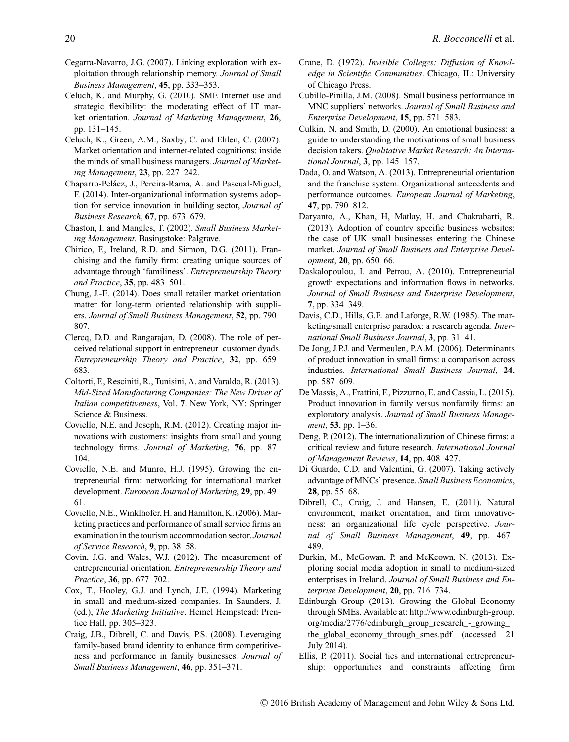Cegarra-Navarro, J.G. (2007). Linking exploration with exploitation through relationship memory. *Journal of Small Business Management*, **45**, pp. 333–353.

Celuch, K. and Murphy, G. (2010). SME Internet use and strategic flexibility: the moderating effect of IT market orientation. *Journal of Marketing Management*, **26**, pp. 131–145.

Celuch, K., Green, A.M., Saxby, C. and Ehlen, C. (2007). Market orientation and internet-related cognitions: inside the minds of small business managers. *Journal of Marketing Management*, **23**, pp. 227–242.

Chaparro-Peláez, J., Pereira-Rama, A. and Pascual-Miguel, F. (2014). Inter-organizational information systems adoption for service innovation in building sector, *Journal of Business Research*, **67**, pp. 673–679.

Chaston, I. and Mangles, T. (2002). *Small Business Marketing Management*. Basingstoke: Palgrave.

Chirico, F., Ireland, R.D. and Sirmon, D.G. (2011). Franchising and the family firm: creating unique sources of advantage through 'familiness'. *Entrepreneurship Theory and Practice*, **35**, pp. 483–501.

Chung, J.-E. (2014). Does small retailer market orientation matter for long-term oriented relationship with suppliers. *Journal of Small Business Management*, **52**, pp. 790–807.

Clercq, D.D. and Rangarajan, D. (2008). The role of perceived relational support in entrepreneur–customer dyads. *Entrepreneurship Theory and Practice*, **32**, pp. 659–683.

Coltorti, F., Resciniti, R., Tunisini, A. and Varaldo, R. (2013). *Mid-Sized Manufacturing Companies: The New Driver of Italian competitiveness*, Vol. **7**. New York, NY: Springer Science & Business.

Coviello, N.E. and Joseph, R.M. (2012). Creating major innovations with customers: insights from small and young technology firms. *Journal of Marketing*, **76**, pp. 87–104.

Coviello, N.E. and Munro, H.J. (1995). Growing the entrepreneurial firm: networking for international market development. *European Journal of Marketing*, **29**, pp. 49–61.

Coviello, N.E., Winklhofer, H. and Hamilton, K. (2006). Marketing practices and performance of small service firms an examination in the tourism accommodation sector. *Journal of Service Research*, **9**, pp. 38–58.

Covin, J.G. and Wales, W.J. (2012). The measurement of entrepreneurial orientation. *Entrepreneurship Theory and Practice*, **36**, pp. 677–702.

Cox, T., Hooley, G.J. and Lynch, J.E. (1994). Marketing in small and medium-sized companies. In Saunders, J. (ed.), *The Marketing Initiative*. Hemel Hempstead: Prentice Hall, pp. 305–323.

Craig, J.B., Dibrell, C. and Davis, P.S. (2008). Leveraging family-based brand identity to enhance firm competitiveness and performance in family businesses. *Journal of Small Business Management*, **46**, pp. 351–371.

Crane, D. (1972). *Invisible Colleges: Diffusion of Knowledge in Scientific Communities*. Chicago, IL: University of Chicago Press.

Cubillo-Pinilla, J.M. (2008). Small business performance in MNC suppliers' networks. *Journal of Small Business and Enterprise Development*, **15**, pp. 571–583.

Culkin, N. and Smith, D. (2000). An emotional business: a guide to understanding the motivations of small business decision takers. *Qualitative Market Research: An International Journal*, **3**, pp. 145–157.

Dada, O. and Watson, A. (2013). Entrepreneurial orientation and the franchise system. Organizational antecedents and performance outcomes. *European Journal of Marketing*, **47**, pp. 790–812.

Daryanto, A., Khan, H, Matlay, H. and Chakrabarti, R. (2013). Adoption of country specific business websites: the case of UK small businesses entering the Chinese market. *Journal of Small Business and Enterprise Development*, **20**, pp. 650–66.

Daskalopoulou, I. and Petrou, A. (2010). Entrepreneurial growth expectations and information flows in networks. *Journal of Small Business and Enterprise Development*, **7**, pp. 334–349.

Davis, C.D., Hills, G.E. and Laforge, R.W. (1985). The marketing/small enterprise paradox: a research agenda. *International Small Business Journal*, **3**, pp. 31–41.

De Jong, J.P.J. and Vermeulen, P.A.M. (2006). Determinants of product innovation in small firms: a comparison across industries. *International Small Business Journal*, **24**, pp. 587–609.

De Massis, A., Frattini, F., Pizzurno, E. and Cassia, L. (2015). Product innovation in family versus nonfamily firms: an exploratory analysis. *Journal of Small Business Management*, **53**, pp. 1–36.

Deng, P. (2012). The internationalization of Chinese firms: a critical review and future research. *International Journal of Management Reviews*, **14**, pp. 408–427.

Di Guardo, C.D. and Valentini, G. (2007). Taking actively advantage of MNCs' presence. *Small Business Economics*, **28**, pp. 55–68.

Dibrell, C., Craig, J. and Hansen, E. (2011). Natural environment, market orientation, and firm innovativeness: an organizational life cycle perspective. *Journal of Small Business Management*, **49**, pp. 467–489.

Durkin, M., McGowan, P. and McKeown, N. (2013). Exploring social media adoption in small to medium-sized enterprises in Ireland. *Journal of Small Business and Enterprise Development*, **20**, pp. 716–734.

Edinburgh Group (2013). Growing the Global Economy through SMEs. Available at: http://www.edinburgh-group.org/media/2776/edinburgh_group_research_-_growing_the_global_economy_through_smes.pdf (accessed 21 July 2014).

Ellis, P. (2011). Social ties and international entrepreneurship: opportunities and constraints affecting firm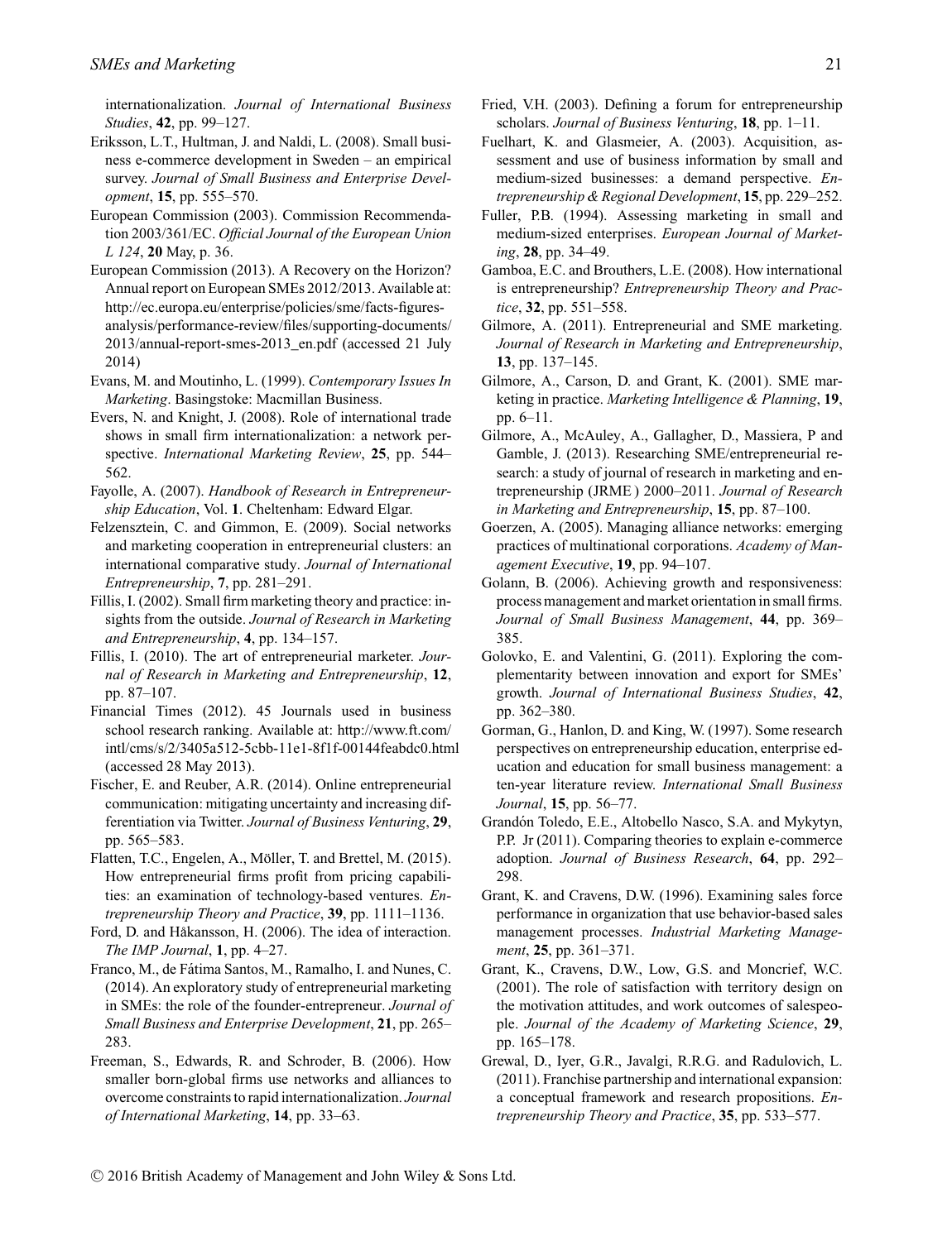internationalization. *Journal of International Business Studies*, **42**, pp. 99–127.

Eriksson, L.T., Hultman, J. and Naldi, L. (2008). Small business e-commerce development in Sweden – an empirical survey. *Journal of Small Business and Enterprise Development*, **15**, pp. 555–570.

European Commission (2003). Commission Recommendation 2003/361/EC. *Official Journal of the European Union L 124*, **20** May, p. 36.

European Commission (2013). A Recovery on the Horizon? Annual report on European SMEs 2012/2013. Available at: http://ec.europa.eu/enterprise/policies/sme/facts-figures-analysis/performance-review/files/supporting-documents/2013/annual-report-smes-2013_en.pdf (accessed 21 July 2014)

Evans, M. and Moutinho, L. (1999). *Contemporary Issues In Marketing*. Basingstoke: Macmillan Business.

Evers, N. and Knight, J. (2008). Role of international trade shows in small firm internationalization: a network perspective. *International Marketing Review*, **25**, pp. 544–562.

Fayolle, A. (2007). *Handbook of Research in Entrepreneurship Education*, Vol. **1**. Cheltenham: Edward Elgar.

Felzensztein, C. and Gimmon, E. (2009). Social networks and marketing cooperation in entrepreneurial clusters: an international comparative study. *Journal of International Entrepreneurship*, **7**, pp. 281–291.

Fillis, I. (2002). Small firm marketing theory and practice: insights from the outside. *Journal of Research in Marketing and Entrepreneurship*, **4**, pp. 134–157.

Fillis, I. (2010). The art of entrepreneurial marketer. *Journal of Research in Marketing and Entrepreneurship*, **12**, pp. 87–107.

Financial Times (2012). 45 Journals used in business school research ranking. Available at: http://www.ft.com/intl/cms/s/2/3405a512-5cbb-11e1-8f1f-00144feabdc0.html (accessed 28 May 2013).

Fischer, E. and Reuber, A.R. (2014). Online entrepreneurial communication: mitigating uncertainty and increasing differentiation via Twitter. *Journal of Business Venturing*, **29**, pp. 565–583.

Flatten, T.C., Engelen, A., Möller, T. and Brettel, M. (2015). How entrepreneurial firms profit from pricing capabilities: an examination of technology-based ventures. *Entrepreneurship Theory and Practice*, **39**, pp. 1111–1136.

Ford, D. and Håkansson, H. (2006). The idea of interaction. *The IMP Journal*, **1**, pp. 4–27.

Franco, M., de Fátima Santos, M., Ramalho, I. and Nunes, C. (2014). An exploratory study of entrepreneurial marketing in SMEs: the role of the founder-entrepreneur. *Journal of Small Business and Enterprise Development*, **21**, pp. 265–283.

Freeman, S., Edwards, R. and Schroder, B. (2006). How smaller born-global firms use networks and alliances to overcome constraints to rapid internationalization. *Journal of International Marketing*, **14**, pp. 33–63.

Fried, V.H. (2003). Defining a forum for entrepreneurship scholars. *Journal of Business Venturing*, **18**, pp. 1–11.

Fuelhart, K. and Glasmeier, A. (2003). Acquisition, assessment and use of business information by small and medium-sized businesses: a demand perspective. *Entrepreneurship & Regional Development*, **15**, pp. 229–252.

Fuller, P.B. (1994). Assessing marketing in small and medium-sized enterprises. *European Journal of Marketing*, **28**, pp. 34–49.

Gamboa, E.C. and Brouthers, L.E. (2008). How international is entrepreneurship? *Entrepreneurship Theory and Practice*, **32**, pp. 551–558.

Gilmore, A. (2011). Entrepreneurial and SME marketing. *Journal of Research in Marketing and Entrepreneurship*, **13**, pp. 137–145.

Gilmore, A., Carson, D. and Grant, K. (2001). SME marketing in practice. *Marketing Intelligence & Planning*, **19**, pp. 6–11.

Gilmore, A., McAuley, A., Gallagher, D., Massiera, P and Gamble, J. (2013). Researching SME/entrepreneurial research: a study of journal of research in marketing and entrepreneurship (JRME ) 2000–2011. *Journal of Research in Marketing and Entrepreneurship*, **15**, pp. 87–100.

Goerzen, A. (2005). Managing alliance networks: emerging practices of multinational corporations. *Academy of Management Executive*, **19**, pp. 94–107.

Golann, B. (2006). Achieving growth and responsiveness: process management and market orientation in small firms. *Journal of Small Business Management*, **44**, pp. 369–385.

Golovko, E. and Valentini, G. (2011). Exploring the complementarity between innovation and export for SMEs' growth. *Journal of International Business Studies*, **42**, pp. 362–380.

Gorman, G., Hanlon, D. and King, W. (1997). Some research perspectives on entrepreneurship education, enterprise education and education for small business management: a ten-year literature review. *International Small Business Journal*, **15**, pp. 56–77.

Grandón Toledo, E.E., Altobello Nasco, S.A. and Mykytyn, P.P. Jr (2011). Comparing theories to explain e-commerce adoption. *Journal of Business Research*, **64**, pp. 292–298.

Grant, K. and Cravens, D.W. (1996). Examining sales force performance in organization that use behavior-based sales management processes. *Industrial Marketing Management*, **25**, pp. 361–371.

Grant, K., Cravens, D.W., Low, G.S. and Moncrief, W.C. (2001). The role of satisfaction with territory design on the motivation attitudes, and work outcomes of salespeople. *Journal of the Academy of Marketing Science*, **29**, pp. 165–178.

Grewal, D., Iyer, G.R., Javalgi, R.R.G. and Radulovich, L. (2011). Franchise partnership and international expansion: a conceptual framework and research propositions. *Entrepreneurship Theory and Practice*, **35**, pp. 533–577.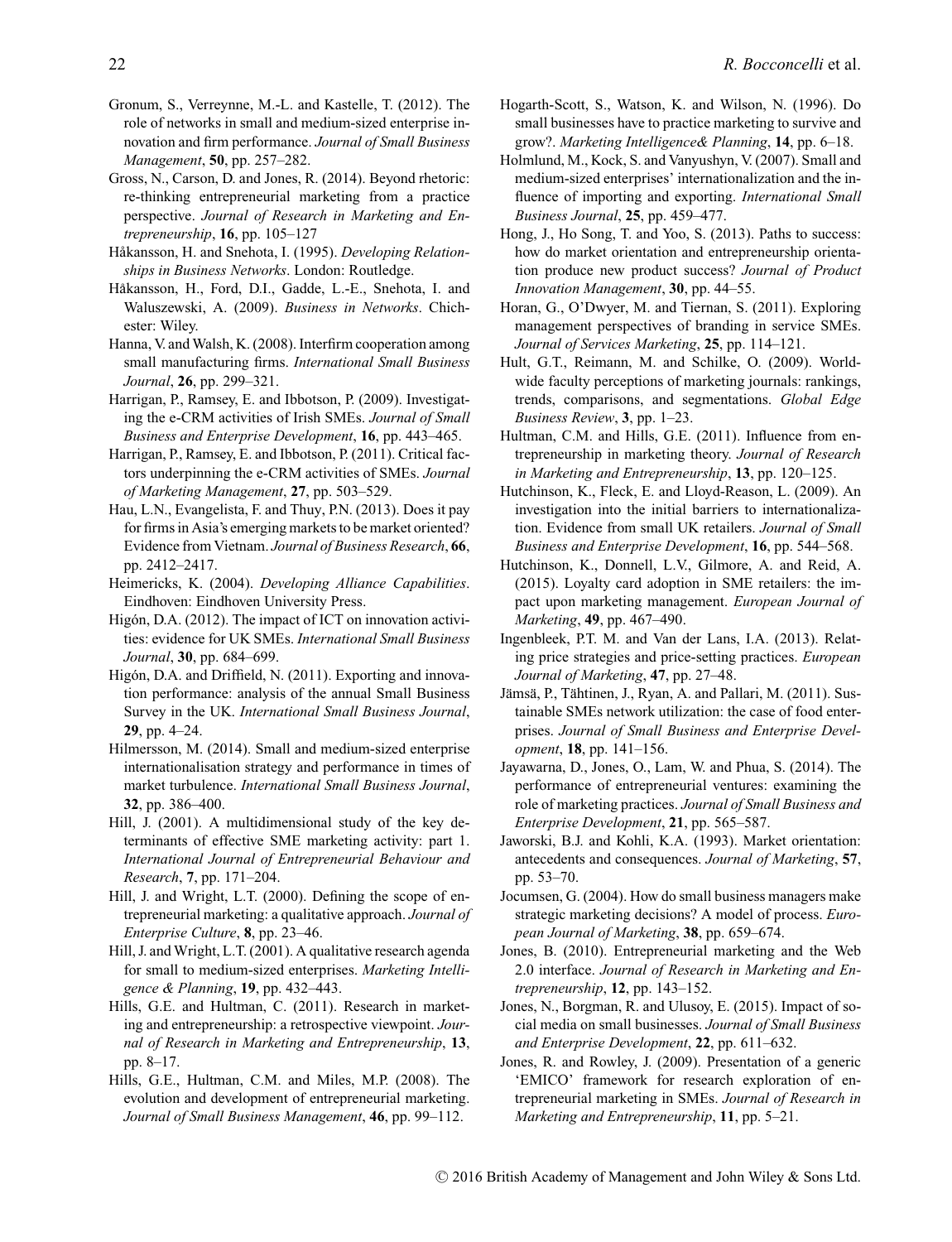Gronum, S., Verreynne, M.-L. and Kastelle, T. (2012). The role of networks in small and medium-sized enterprise innovation and firm performance. *Journal of Small Business Management*, **50**, pp. 257–282.

Gross, N., Carson, D. and Jones, R. (2014). Beyond rhetoric: re-thinking entrepreneurial marketing from a practice perspective. *Journal of Research in Marketing and Entrepreneurship*, **16**, pp. 105–127

Håkansson, H. and Snehota, I. (1995). *Developing Relationships in Business Networks*. London: Routledge.

Håkansson, H., Ford, D.I., Gadde, L.-E., Snehota, I. and Waluszewski, A. (2009). *Business in Networks*. Chichester: Wiley.

Hanna, V. and Walsh, K. (2008). Interfirm cooperation among small manufacturing firms. *International Small Business Journal*, **26**, pp. 299–321.

Harrigan, P., Ramsey, E. and Ibbotson, P. (2009). Investigating the e-CRM activities of Irish SMEs. *Journal of Small Business and Enterprise Development*, **16**, pp. 443–465.

Harrigan, P., Ramsey, E. and Ibbotson, P. (2011). Critical factors underpinning the e-CRM activities of SMEs. *Journal of Marketing Management*, **27**, pp. 503–529.

Hau, L.N., Evangelista, F. and Thuy, P.N. (2013). Does it pay for firms in Asia's emerging markets to be market oriented? Evidence from Vietnam. *Journal of Business Research*, **66**, pp. 2412–2417.

Heimericks, K. (2004). *Developing Alliance Capabilities*. Eindhoven: Eindhoven University Press.

Higón, D.A. (2012). The impact of ICT on innovation activities: evidence for UK SMEs. *International Small Business Journal*, **30**, pp. 684–699.

Higón, D.A. and Driffield, N. (2011). Exporting and innovation performance: analysis of the annual Small Business Survey in the UK. *International Small Business Journal*, **29**, pp. 4–24.

Hilmersson, M. (2014). Small and medium-sized enterprise internationalisation strategy and performance in times of market turbulence. *International Small Business Journal*, **32**, pp. 386–400.

Hill, J. (2001). A multidimensional study of the key determinants of effective SME marketing activity: part 1. *International Journal of Entrepreneurial Behaviour and Research*, **7**, pp. 171–204.

Hill, J. and Wright, L.T. (2000). Defining the scope of entrepreneurial marketing: a qualitative approach. *Journal of Enterprise Culture*, **8**, pp. 23–46.

Hill, J. and Wright, L.T. (2001). A qualitative research agenda for small to medium-sized enterprises. *Marketing Intelligence & Planning*, **19**, pp. 432–443.

Hills, G.E. and Hultman, C. (2011). Research in marketing and entrepreneurship: a retrospective viewpoint. *Journal of Research in Marketing and Entrepreneurship*, **13**, pp. 8–17.

Hills, G.E., Hultman, C.M. and Miles, M.P. (2008). The evolution and development of entrepreneurial marketing. *Journal of Small Business Management*, **46**, pp. 99–112.

Hogarth-Scott, S., Watson, K. and Wilson, N. (1996). Do small businesses have to practice marketing to survive and grow?. *Marketing Intelligence& Planning*, **14**, pp. 6–18.

Holmlund, M., Kock, S. and Vanyushyn, V. (2007). Small and medium-sized enterprises' internationalization and the influence of importing and exporting. *International Small Business Journal*, **25**, pp. 459–477.

Hong, J., Ho Song, T. and Yoo, S. (2013). Paths to success: how do market orientation and entrepreneurship orientation produce new product success? *Journal of Product Innovation Management*, **30**, pp. 44–55.

Horan, G., O'Dwyer, M. and Tiernan, S. (2011). Exploring management perspectives of branding in service SMEs. *Journal of Services Marketing*, **25**, pp. 114–121.

Hult, G.T., Reimann, M. and Schilke, O. (2009). Worldwide faculty perceptions of marketing journals: rankings, trends, comparisons, and segmentations. *Global Edge Business Review*, **3**, pp. 1–23.

Hultman, C.M. and Hills, G.E. (2011). Influence from entrepreneurship in marketing theory. *Journal of Research in Marketing and Entrepreneurship*, **13**, pp. 120–125.

Hutchinson, K., Fleck, E. and Lloyd-Reason, L. (2009). An investigation into the initial barriers to internationalization. Evidence from small UK retailers. *Journal of Small Business and Enterprise Development*, **16**, pp. 544–568.

Hutchinson, K., Donnell, L.V., Gilmore, A. and Reid, A. (2015). Loyalty card adoption in SME retailers: the impact upon marketing management. *European Journal of Marketing*, **49**, pp. 467–490.

Ingenbleek, P.T. M. and Van der Lans, I.A. (2013). Relating price strategies and price-setting practices. *European Journal of Marketing*, **47**, pp. 27–48.

Jämsä, P., Tähtinen, J., Ryan, A. and Pallari, M. (2011). Sustainable SMEs network utilization: the case of food enterprises. *Journal of Small Business and Enterprise Development*, **18**, pp. 141–156.

Jayawarna, D., Jones, O., Lam, W. and Phua, S. (2014). The performance of entrepreneurial ventures: examining the role of marketing practices. *Journal of Small Business and Enterprise Development*, **21**, pp. 565–587.

Jaworski, B.J. and Kohli, K.A. (1993). Market orientation: antecedents and consequences. *Journal of Marketing*, **57**, pp. 53–70.

Jocumsen, G. (2004). How do small business managers make strategic marketing decisions? A model of process. *European Journal of Marketing*, **38**, pp. 659–674.

Jones, B. (2010). Entrepreneurial marketing and the Web 2.0 interface. *Journal of Research in Marketing and Entrepreneurship*, **12**, pp. 143–152.

Jones, N., Borgman, R. and Ulusoy, E. (2015). Impact of social media on small businesses. *Journal of Small Business and Enterprise Development*, **22**, pp. 611–632.

Jones, R. and Rowley, J. (2009). Presentation of a generic 'EMICO' framework for research exploration of entrepreneurial marketing in SMEs. *Journal of Research in Marketing and Entrepreneurship*, **11**, pp. 5–21.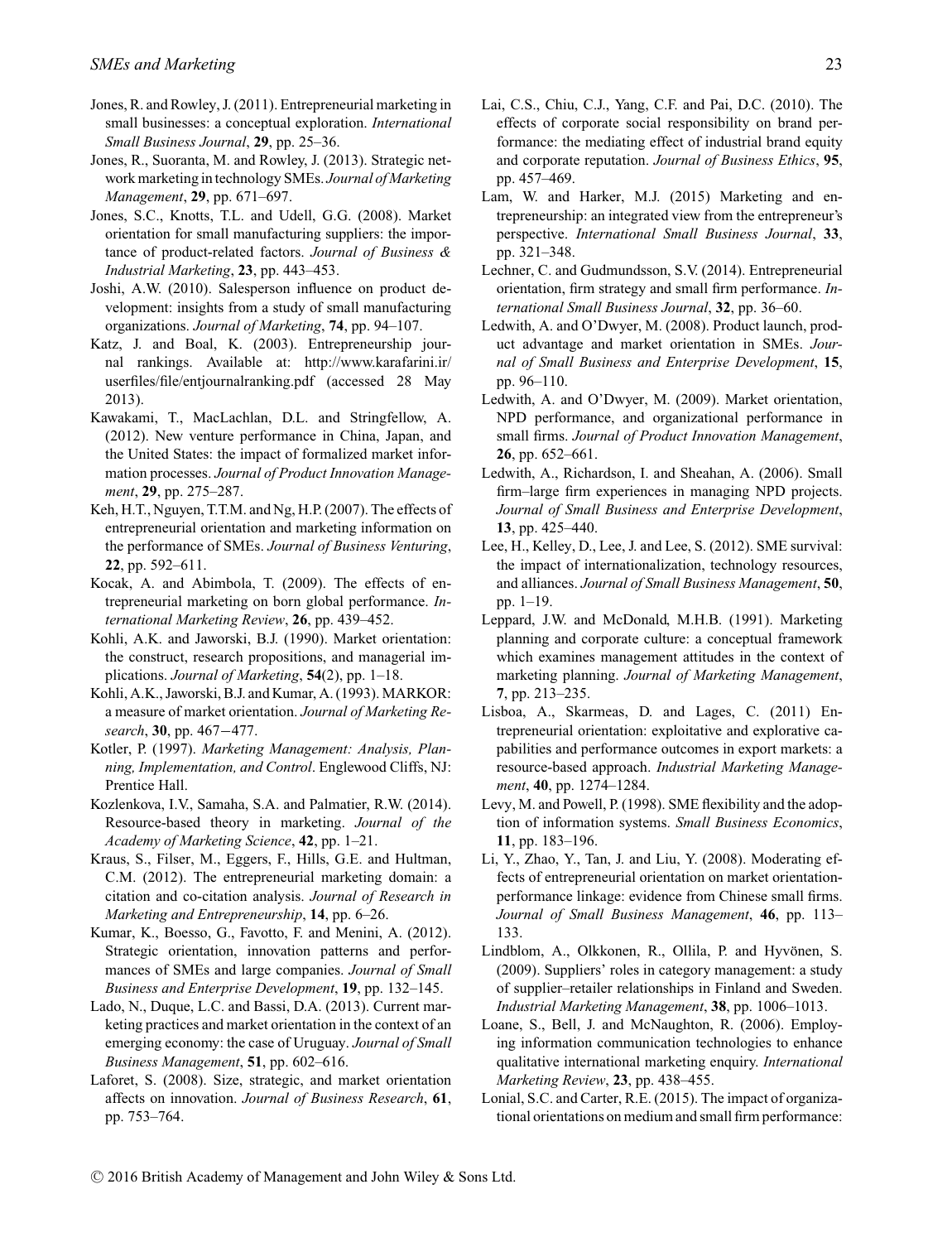Jones, R. and Rowley, J. (2011). Entrepreneurial marketing in small businesses: a conceptual exploration. *International Small Business Journal*, **29**, pp. 25–36.

Jones, R., Suoranta, M. and Rowley, J. (2013). Strategic network marketing in technology SMEs. *Journal of Marketing Management*, **29**, pp. 671–697.

Jones, S.C., Knotts, T.L. and Udell, G.G. (2008). Market orientation for small manufacturing suppliers: the importance of product-related factors. *Journal of Business & Industrial Marketing*, **23**, pp. 443–453.

Joshi, A.W. (2010). Salesperson influence on product development: insights from a study of small manufacturing organizations. *Journal of Marketing*, **74**, pp. 94–107.

Katz, J. and Boal, K. (2003). Entrepreneurship journal rankings. Available at: http://www.karafarini.ir/userfiles/file/entjournalranking.pdf (accessed 28 May 2013).

Kawakami, T., MacLachlan, D.L. and Stringfellow, A. (2012). New venture performance in China, Japan, and the United States: the impact of formalized market information processes. *Journal of Product Innovation Management*, **29**, pp. 275–287.

Keh, H.T., Nguyen, T.T.M. and Ng, H.P. (2007). The effects of entrepreneurial orientation and marketing information on the performance of SMEs. *Journal of Business Venturing*, **22**, pp. 592–611.

Kocak, A. and Abimbola, T. (2009). The effects of entrepreneurial marketing on born global performance. *International Marketing Review*, **26**, pp. 439–452.

Kohli, A.K. and Jaworski, B.J. (1990). Market orientation: the construct, research propositions, and managerial implications. *Journal of Marketing*, **54**(2), pp. 1–18.

Kohli, A.K., Jaworski, B.J. and Kumar, A. (1993). MARKOR: a measure of market orientation. *Journal of Marketing Research*, **30**, pp. 467−477.

Kotler, P. (1997). *Marketing Management: Analysis, Planning, Implementation, and Control*. Englewood Cliffs, NJ: Prentice Hall.

Kozlenkova, I.V., Samaha, S.A. and Palmatier, R.W. (2014). Resource-based theory in marketing. *Journal of the Academy of Marketing Science*, **42**, pp. 1–21.

Kraus, S., Filser, M., Eggers, F., Hills, G.E. and Hultman, C.M. (2012). The entrepreneurial marketing domain: a citation and co-citation analysis. *Journal of Research in Marketing and Entrepreneurship*, **14**, pp. 6–26.

Kumar, K., Boesso, G., Favotto, F. and Menini, A. (2012). Strategic orientation, innovation patterns and performances of SMEs and large companies. *Journal of Small Business and Enterprise Development*, **19**, pp. 132–145.

Lado, N., Duque, L.C. and Bassi, D.A. (2013). Current marketing practices and market orientation in the context of an emerging economy: the case of Uruguay. *Journal of Small Business Management*, **51**, pp. 602–616.

Laforet, S. (2008). Size, strategic, and market orientation affects on innovation. *Journal of Business Research*, **61**, pp. 753–764.

Lai, C.S., Chiu, C.J., Yang, C.F. and Pai, D.C. (2010). The effects of corporate social responsibility on brand performance: the mediating effect of industrial brand equity and corporate reputation. *Journal of Business Ethics*, **95**, pp. 457–469.

Lam, W. and Harker, M.J. (2015) Marketing and entrepreneurship: an integrated view from the entrepreneur's perspective. *International Small Business Journal*, **33**, pp. 321–348.

Lechner, C. and Gudmundsson, S.V. (2014). Entrepreneurial orientation, firm strategy and small firm performance. *International Small Business Journal*, **32**, pp. 36–60.

Ledwith, A. and O'Dwyer, M. (2008). Product launch, product advantage and market orientation in SMEs. *Journal of Small Business and Enterprise Development*, **15**, pp. 96–110.

Ledwith, A. and O'Dwyer, M. (2009). Market orientation, NPD performance, and organizational performance in small firms. *Journal of Product Innovation Management*, **26**, pp. 652–661.

Ledwith, A., Richardson, I. and Sheahan, A. (2006). Small firm–large firm experiences in managing NPD projects. *Journal of Small Business and Enterprise Development*, **13**, pp. 425–440.

Lee, H., Kelley, D., Lee, J. and Lee, S. (2012). SME survival: the impact of internationalization, technology resources, and alliances. *Journal of Small Business Management*, **50**, pp. 1–19.

Leppard, J.W. and McDonald, M.H.B. (1991). Marketing planning and corporate culture: a conceptual framework which examines management attitudes in the context of marketing planning. *Journal of Marketing Management*, **7**, pp. 213–235.

Lisboa, A., Skarmeas, D. and Lages, C. (2011) Entrepreneurial orientation: exploitative and explorative capabilities and performance outcomes in export markets: a resource-based approach. *Industrial Marketing Management*, **40**, pp. 1274–1284.

Levy, M. and Powell, P. (1998). SME flexibility and the adoption of information systems. *Small Business Economics*, **11**, pp. 183–196.

Li, Y., Zhao, Y., Tan, J. and Liu, Y. (2008). Moderating effects of entrepreneurial orientation on market orientation-performance linkage: evidence from Chinese small firms. *Journal of Small Business Management*, **46**, pp. 113–133.

Lindblom, A., Olkkonen, R., Ollila, P. and Hyvönen, S. (2009). Suppliers' roles in category management: a study of supplier–retailer relationships in Finland and Sweden. *Industrial Marketing Management*, **38**, pp. 1006–1013.

Loane, S., Bell, J. and McNaughton, R. (2006). Employing information communication technologies to enhance qualitative international marketing enquiry. *International Marketing Review*, **23**, pp. 438–455.

Lonial, S.C. and Carter, R.E. (2015). The impact of organizational orientations on medium and small firm performance: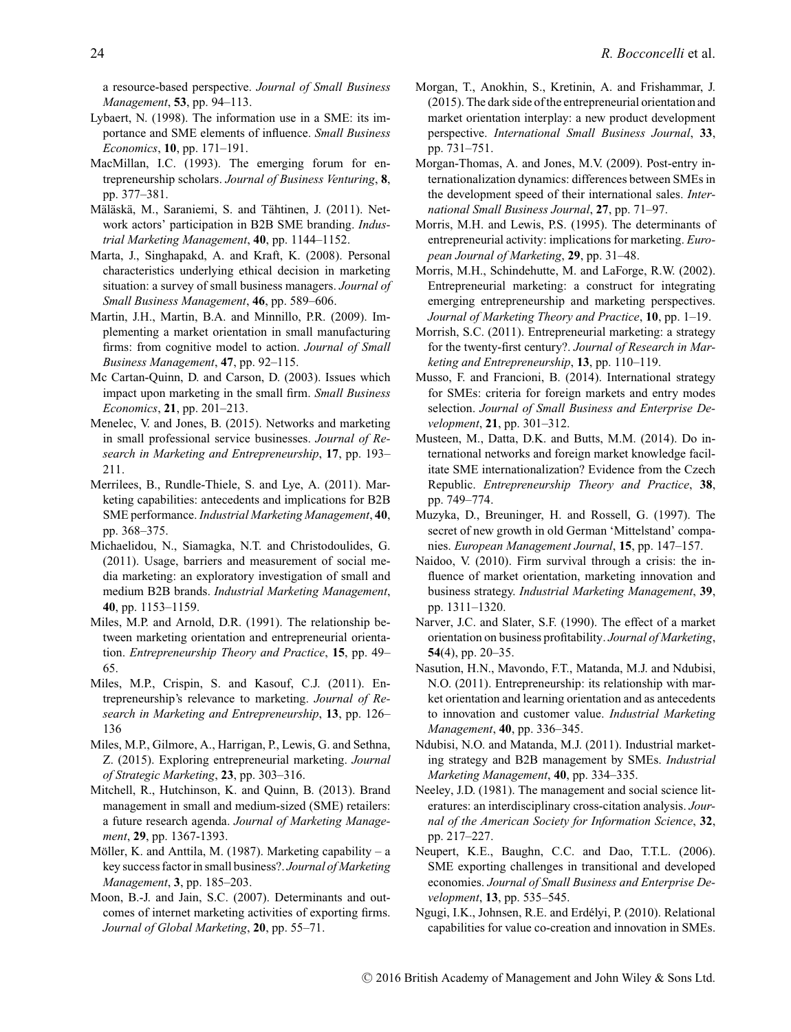a resource-based perspective. *Journal of Small Business Management*, **53**, pp. 94–113.

Lybaert, N. (1998). The information use in a SME: its importance and SME elements of influence. *Small Business Economics*, **10**, pp. 171–191.

MacMillan, I.C. (1993). The emerging forum for entrepreneurship scholars. *Journal of Business Venturing*, **8**, pp. 377–381.

Mäläskä, M., Saraniemi, S. and Tähtinen, J. (2011). Network actors' participation in B2B SME branding. *Industrial Marketing Management*, **40**, pp. 1144–1152.

Marta, J., Singhapakd, A. and Kraft, K. (2008). Personal characteristics underlying ethical decision in marketing situation: a survey of small business managers. *Journal of Small Business Management*, **46**, pp. 589–606.

Martin, J.H., Martin, B.A. and Minnillo, P.R. (2009). Implementing a market orientation in small manufacturing firms: from cognitive model to action. *Journal of Small Business Management*, **47**, pp. 92–115.

Mc Cartan-Quinn, D. and Carson, D. (2003). Issues which impact upon marketing in the small firm. *Small Business Economics*, **21**, pp. 201–213.

Menelec, V. and Jones, B. (2015). Networks and marketing in small professional service businesses. *Journal of Research in Marketing and Entrepreneurship*, **17**, pp. 193–211.

Merrilees, B., Rundle-Thiele, S. and Lye, A. (2011). Marketing capabilities: antecedents and implications for B2B SME performance. *Industrial Marketing Management*, **40**, pp. 368–375.

Michaelidou, N., Siamagka, N.T. and Christodoulides, G. (2011). Usage, barriers and measurement of social media marketing: an exploratory investigation of small and medium B2B brands. *Industrial Marketing Management*, **40**, pp. 1153–1159.

Miles, M.P. and Arnold, D.R. (1991). The relationship between marketing orientation and entrepreneurial orientation. *Entrepreneurship Theory and Practice*, **15**, pp. 49–65.

Miles, M.P., Crispin, S. and Kasouf, C.J. (2011). Entrepreneurship's relevance to marketing. *Journal of Research in Marketing and Entrepreneurship*, **13**, pp. 126–136

Miles, M.P., Gilmore, A., Harrigan, P., Lewis, G. and Sethna, Z. (2015). Exploring entrepreneurial marketing. *Journal of Strategic Marketing*, **23**, pp. 303–316.

Mitchell, R., Hutchinson, K. and Quinn, B. (2013). Brand management in small and medium-sized (SME) retailers: a future research agenda. *Journal of Marketing Management*, **29**, pp. 1367-1393.

Möller, K. and Anttila, M. (1987). Marketing capability – a key success factor in small business?. *Journal of Marketing Management*, **3**, pp. 185–203.

Moon, B.-J. and Jain, S.C. (2007). Determinants and outcomes of internet marketing activities of exporting firms. *Journal of Global Marketing*, **20**, pp. 55–71.

Morgan, T., Anokhin, S., Kretinin, A. and Frishammar, J. (2015). The dark side of the entrepreneurial orientation and market orientation interplay: a new product development perspective. *International Small Business Journal*, **33**, pp. 731–751.

Morgan-Thomas, A. and Jones, M.V. (2009). Post-entry internationalization dynamics: differences between SMEs in the development speed of their international sales. *International Small Business Journal*, **27**, pp. 71–97.

Morris, M.H. and Lewis, P.S. (1995). The determinants of entrepreneurial activity: implications for marketing. *European Journal of Marketing*, **29**, pp. 31–48.

Morris, M.H., Schindehutte, M. and LaForge, R.W. (2002). Entrepreneurial marketing: a construct for integrating emerging entrepreneurship and marketing perspectives. *Journal of Marketing Theory and Practice*, **10**, pp. 1–19.

Morrish, S.C. (2011). Entrepreneurial marketing: a strategy for the twenty-first century?. *Journal of Research in Marketing and Entrepreneurship*, **13**, pp. 110–119.

Musso, F. and Francioni, B. (2014). International strategy for SMEs: criteria for foreign markets and entry modes selection. *Journal of Small Business and Enterprise Development*, **21**, pp. 301–312.

Musteen, M., Datta, D.K. and Butts, M.M. (2014). Do international networks and foreign market knowledge facilitate SME internationalization? Evidence from the Czech Republic. *Entrepreneurship Theory and Practice*, **38**, pp. 749–774.

Muzyka, D., Breuninger, H. and Rossell, G. (1997). The secret of new growth in old German 'Mittelstand' companies. *European Management Journal*, **15**, pp. 147–157.

Naidoo, V. (2010). Firm survival through a crisis: the influence of market orientation, marketing innovation and business strategy. *Industrial Marketing Management*, **39**, pp. 1311–1320.

Narver, J.C. and Slater, S.F. (1990). The effect of a market orientation on business profitability. *Journal of Marketing*, **54**(4), pp. 20–35.

Nasution, H.N., Mavondo, F.T., Matanda, M.J. and Ndubisi, N.O. (2011). Entrepreneurship: its relationship with market orientation and learning orientation and as antecedents to innovation and customer value. *Industrial Marketing Management*, **40**, pp. 336–345.

Ndubisi, N.O. and Matanda, M.J. (2011). Industrial marketing strategy and B2B management by SMEs. *Industrial Marketing Management*, **40**, pp. 334–335.

Neeley, J.D. (1981). The management and social science literatures: an interdisciplinary cross-citation analysis. *Journal of the American Society for Information Science*, **32**, pp. 217–227.

Neupert, K.E., Baughn, C.C. and Dao, T.T.L. (2006). SME exporting challenges in transitional and developed economies. *Journal of Small Business and Enterprise Development*, **13**, pp. 535–545.

Ngugi, I.K., Johnsen, R.E. and Erdélyi, P. (2010). Relational capabilities for value co-creation and innovation in SMEs.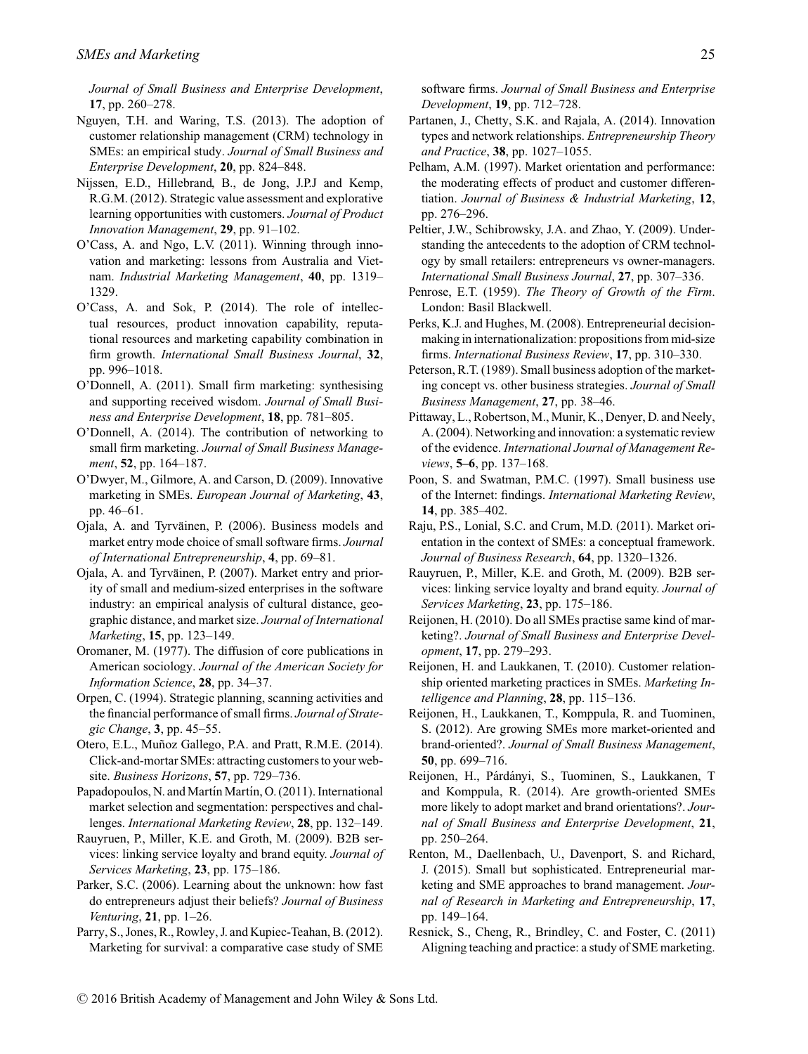*Journal of Small Business and Enterprise Development*, **17**, pp. 260–278.

Nguyen, T.H. and Waring, T.S. (2013). The adoption of customer relationship management (CRM) technology in SMEs: an empirical study. *Journal of Small Business and Enterprise Development*, **20**, pp. 824–848.

Nijssen, E.D., Hillebrand, B., de Jong, J.P.J and Kemp, R.G.M. (2012). Strategic value assessment and explorative learning opportunities with customers. *Journal of Product Innovation Management*, **29**, pp. 91–102.

O'Cass, A. and Ngo, L.V. (2011). Winning through innovation and marketing: lessons from Australia and Vietnam. *Industrial Marketing Management*, **40**, pp. 1319–1329.

O'Cass, A. and Sok, P. (2014). The role of intellectual resources, product innovation capability, reputational resources and marketing capability combination in firm growth. *International Small Business Journal*, **32**, pp. 996–1018.

O'Donnell, A. (2011). Small firm marketing: synthesising and supporting received wisdom. *Journal of Small Business and Enterprise Development*, **18**, pp. 781–805.

O'Donnell, A. (2014). The contribution of networking to small firm marketing. *Journal of Small Business Management*, **52**, pp. 164–187.

O'Dwyer, M., Gilmore, A. and Carson, D. (2009). Innovative marketing in SMEs. *European Journal of Marketing*, **43**, pp. 46–61.

Ojala, A. and Tyrväinen, P. (2006). Business models and market entry mode choice of small software firms. *Journal of International Entrepreneurship*, **4**, pp. 69–81.

Ojala, A. and Tyrväinen, P. (2007). Market entry and priority of small and medium-sized enterprises in the software industry: an empirical analysis of cultural distance, geographic distance, and market size. *Journal of International Marketing*, **15**, pp. 123–149.

Oromaner, M. (1977). The diffusion of core publications in American sociology. *Journal of the American Society for Information Science*, **28**, pp. 34–37.

Orpen, C. (1994). Strategic planning, scanning activities and the financial performance of small firms. *Journal of Strategic Change*, **3**, pp. 45–55.

Otero, E.L., Muñoz Gallego, P.A. and Pratt, R.M.E. (2014). Click-and-mortar SMEs: attracting customers to your website. *Business Horizons*, **57**, pp. 729–736.

Papadopoulos, N. and Martín Martín, O. (2011). International market selection and segmentation: perspectives and challenges. *International Marketing Review*, **28**, pp. 132–149.

Rauyruen, P., Miller, K.E. and Groth, M. (2009). B2B services: linking service loyalty and brand equity. *Journal of Services Marketing*, **23**, pp. 175–186.

Parker, S.C. (2006). Learning about the unknown: how fast do entrepreneurs adjust their beliefs? *Journal of Business Venturing*, **21**, pp. 1–26.

Parry, S., Jones, R., Rowley, J. and Kupiec-Teahan, B. (2012). Marketing for survival: a comparative case study of SME software firms. *Journal of Small Business and Enterprise Development*, **19**, pp. 712–728.

Partanen, J., Chetty, S.K. and Rajala, A. (2014). Innovation types and network relationships. *Entrepreneurship Theory and Practice*, **38**, pp. 1027–1055.

Pelham, A.M. (1997). Market orientation and performance: the moderating effects of product and customer differentiation. *Journal of Business & Industrial Marketing*, **12**, pp. 276–296.

Peltier, J.W., Schibrowsky, J.A. and Zhao, Y. (2009). Understanding the antecedents to the adoption of CRM technology by small retailers: entrepreneurs vs owner-managers. *International Small Business Journal*, **27**, pp. 307–336.

Penrose, E.T. (1959). *The Theory of Growth of the Firm*. London: Basil Blackwell.

Perks, K.J. and Hughes, M. (2008). Entrepreneurial decision-making in internationalization: propositions from mid-size firms. *International Business Review*, **17**, pp. 310–330.

Peterson, R.T. (1989). Small business adoption of the marketing concept vs. other business strategies. *Journal of Small Business Management*, **27**, pp. 38–46.

Pittaway, L., Robertson, M., Munir, K., Denyer, D. and Neely, A. (2004). Networking and innovation: a systematic review of the evidence. *International Journal of Management Reviews*, **5–6**, pp. 137–168.

Poon, S. and Swatman, P.M.C. (1997). Small business use of the Internet: findings. *International Marketing Review*, **14**, pp. 385–402.

Raju, P.S., Lonial, S.C. and Crum, M.D. (2011). Market orientation in the context of SMEs: a conceptual framework. *Journal of Business Research*, **64**, pp. 1320–1326.

Rauyruen, P., Miller, K.E. and Groth, M. (2009). B2B services: linking service loyalty and brand equity. *Journal of Services Marketing*, **23**, pp. 175–186.

Reijonen, H. (2010). Do all SMEs practise same kind of marketing?. *Journal of Small Business and Enterprise Development*, **17**, pp. 279–293.

Reijonen, H. and Laukkanen, T. (2010). Customer relationship oriented marketing practices in SMEs. *Marketing Intelligence and Planning*, **28**, pp. 115–136.

Reijonen, H., Laukkanen, T., Komppula, R. and Tuominen, S. (2012). Are growing SMEs more market-oriented and brand-oriented?. *Journal of Small Business Management*, **50**, pp. 699–716.

Reijonen, H., Párdányi, S., Tuominen, S., Laukkanen, T and Komppula, R. (2014). Are growth-oriented SMEs more likely to adopt market and brand orientations?. *Journal of Small Business and Enterprise Development*, **21**, pp. 250–264.

Renton, M., Daellenbach, U., Davenport, S. and Richard, J. (2015). Small but sophisticated. Entrepreneurial marketing and SME approaches to brand management. *Journal of Research in Marketing and Entrepreneurship*, **17**, pp. 149–164.

Resnick, S., Cheng, R., Brindley, C. and Foster, C. (2011) Aligning teaching and practice: a study of SME marketing.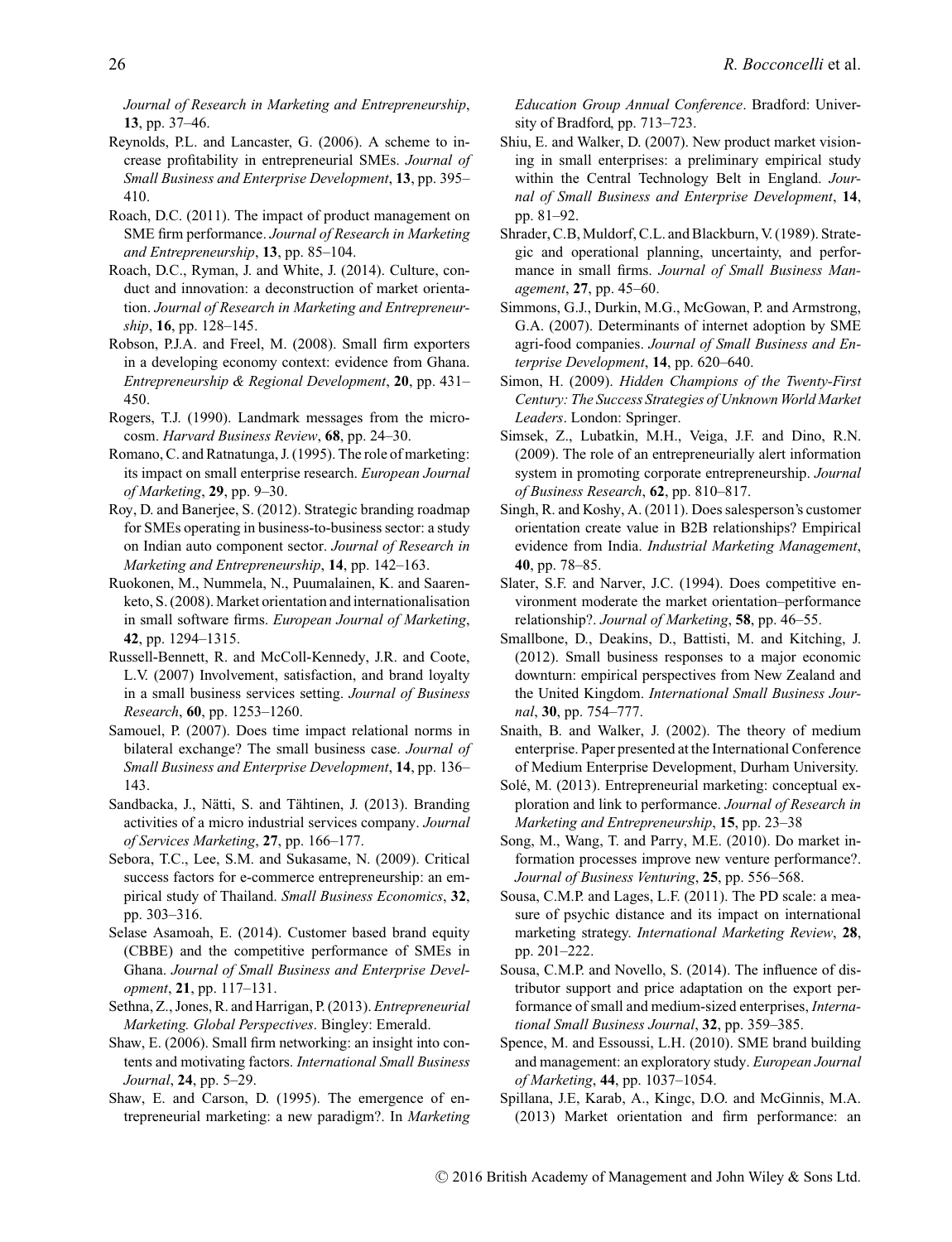*Journal of Research in Marketing and Entrepreneurship*, **13**, pp. 37–46.

Reynolds, P.L. and Lancaster, G. (2006). A scheme to increase profitability in entrepreneurial SMEs. *Journal of Small Business and Enterprise Development*, **13**, pp. 395–410.

Roach, D.C. (2011). The impact of product management on SME firm performance. *Journal of Research in Marketing and Entrepreneurship*, **13**, pp. 85–104.

Roach, D.C., Ryman, J. and White, J. (2014). Culture, conduct and innovation: a deconstruction of market orientation. *Journal of Research in Marketing and Entrepreneurship*, **16**, pp. 128–145.

Robson, P.J.A. and Freel, M. (2008). Small firm exporters in a developing economy context: evidence from Ghana. *Entrepreneurship & Regional Development*, **20**, pp. 431–450.

Rogers, T.J. (1990). Landmark messages from the microcosm. *Harvard Business Review*, **68**, pp. 24–30.

Romano, C. and Ratnatunga, J. (1995). The role of marketing: its impact on small enterprise research. *European Journal of Marketing*, **29**, pp. 9–30.

Roy, D. and Banerjee, S. (2012). Strategic branding roadmap for SMEs operating in business-to-business sector: a study on Indian auto component sector. *Journal of Research in Marketing and Entrepreneurship*, **14**, pp. 142–163.

Ruokonen, M., Nummela, N., Puumalainen, K. and Saarenketo, S. (2008). Market orientation and internationalisation in small software firms. *European Journal of Marketing*, **42**, pp. 1294–1315.

Russell-Bennett, R. and McColl-Kennedy, J.R. and Coote, L.V. (2007) Involvement, satisfaction, and brand loyalty in a small business services setting. *Journal of Business Research*, **60**, pp. 1253–1260.

Samouel, P. (2007). Does time impact relational norms in bilateral exchange? The small business case. *Journal of Small Business and Enterprise Development*, **14**, pp. 136–143.

Sandbacka, J., Nätti, S. and Tähtinen, J. (2013). Branding activities of a micro industrial services company. *Journal of Services Marketing*, **27**, pp. 166–177.

Sebora, T.C., Lee, S.M. and Sukasame, N. (2009). Critical success factors for e-commerce entrepreneurship: an empirical study of Thailand. *Small Business Economics*, **32**, pp. 303–316.

Selase Asamoah, E. (2014). Customer based brand equity (CBBE) and the competitive performance of SMEs in Ghana. *Journal of Small Business and Enterprise Development*, **21**, pp. 117–131.

Sethna, Z., Jones, R. and Harrigan, P. (2013). *Entrepreneurial Marketing. Global Perspectives*. Bingley: Emerald.

Shaw, E. (2006). Small firm networking: an insight into contents and motivating factors. *International Small Business Journal*, **24**, pp. 5–29.

Shaw, E. and Carson, D. (1995). The emergence of entrepreneurial marketing: a new paradigm?. In *Marketing Education Group Annual Conference*. Bradford: University of Bradford, pp. 713–723.

Shiu, E. and Walker, D. (2007). New product market visioning in small enterprises: a preliminary empirical study within the Central Technology Belt in England. *Journal of Small Business and Enterprise Development*, **14**, pp. 81–92.

Shrader, C.B, Muldorf, C.L. and Blackburn, V. (1989). Strategic and operational planning, uncertainty, and performance in small firms. *Journal of Small Business Management*, **27**, pp. 45–60.

Simmons, G.J., Durkin, M.G., McGowan, P. and Armstrong, G.A. (2007). Determinants of internet adoption by SME agri-food companies. *Journal of Small Business and Enterprise Development*, **14**, pp. 620–640.

Simon, H. (2009). *Hidden Champions of the Twenty-First Century: The Success Strategies of Unknown World Market Leaders*. London: Springer.

Simsek, Z., Lubatkin, M.H., Veiga, J.F. and Dino, R.N. (2009). The role of an entrepreneurially alert information system in promoting corporate entrepreneurship. *Journal of Business Research*, **62**, pp. 810–817.

Singh, R. and Koshy, A. (2011). Does salesperson's customer orientation create value in B2B relationships? Empirical evidence from India. *Industrial Marketing Management*, **40**, pp. 78–85.

Slater, S.F. and Narver, J.C. (1994). Does competitive environment moderate the market orientation–performance relationship?. *Journal of Marketing*, **58**, pp. 46–55.

Smallbone, D., Deakins, D., Battisti, M. and Kitching, J. (2012). Small business responses to a major economic downturn: empirical perspectives from New Zealand and the United Kingdom. *International Small Business Journal*, **30**, pp. 754–777.

Snaith, B. and Walker, J. (2002). The theory of medium enterprise. Paper presented at the International Conference of Medium Enterprise Development, Durham University.

Solé, M. (2013). Entrepreneurial marketing: conceptual exploration and link to performance. *Journal of Research in Marketing and Entrepreneurship*, **15**, pp. 23–38

Song, M., Wang, T. and Parry, M.E. (2010). Do market information processes improve new venture performance?. *Journal of Business Venturing*, **25**, pp. 556–568.

Sousa, C.M.P. and Lages, L.F. (2011). The PD scale: a measure of psychic distance and its impact on international marketing strategy. *International Marketing Review*, **28**, pp. 201–222.

Sousa, C.M.P. and Novello, S. (2014). The influence of distributor support and price adaptation on the export performance of small and medium-sized enterprises, *International Small Business Journal*, **32**, pp. 359–385.

Spence, M. and Essoussi, L.H. (2010). SME brand building and management: an exploratory study. *European Journal of Marketing*, **44**, pp. 1037–1054.

Spillana, J.E, Karab, A., Kingc, D.O. and McGinnis, M.A. (2013) Market orientation and firm performance: an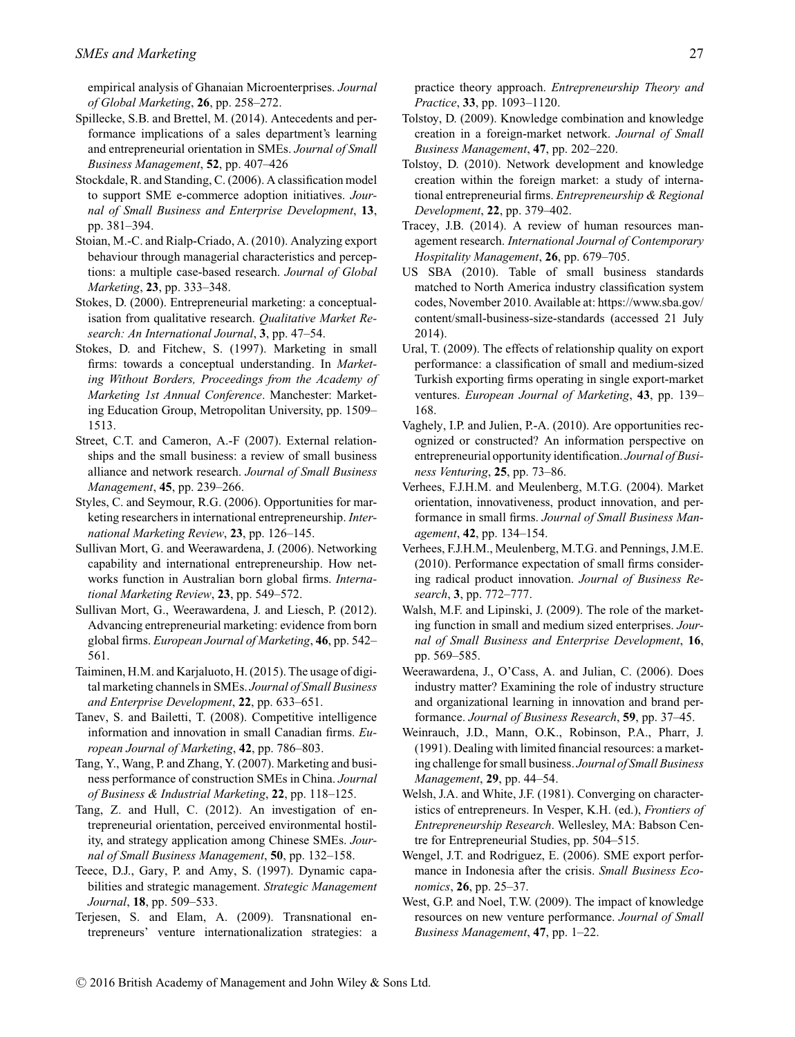empirical analysis of Ghanaian Microenterprises. *Journal of Global Marketing*, **26**, pp. 258–272.

Spillecke, S.B. and Brettel, M. (2014). Antecedents and performance implications of a sales department's learning and entrepreneurial orientation in SMEs. *Journal of Small Business Management*, **52**, pp. 407–426

Stockdale, R. and Standing, C. (2006). A classification model to support SME e-commerce adoption initiatives. *Journal of Small Business and Enterprise Development*, **13**, pp. 381–394.

Stoian, M.-C. and Rialp-Criado, A. (2010). Analyzing export behaviour through managerial characteristics and perceptions: a multiple case-based research. *Journal of Global Marketing*, **23**, pp. 333–348.

Stokes, D. (2000). Entrepreneurial marketing: a conceptualisation from qualitative research. *Qualitative Market Research: An International Journal*, **3**, pp. 47–54.

Stokes, D. and Fitchew, S. (1997). Marketing in small firms: towards a conceptual understanding. In *Marketing Without Borders, Proceedings from the Academy of Marketing 1st Annual Conference*. Manchester: Marketing Education Group, Metropolitan University, pp. 1509–1513.

Street, C.T. and Cameron, A.-F (2007). External relationships and the small business: a review of small business alliance and network research. *Journal of Small Business Management*, **45**, pp. 239–266.

Styles, C. and Seymour, R.G. (2006). Opportunities for marketing researchers in international entrepreneurship. *International Marketing Review*, **23**, pp. 126–145.

Sullivan Mort, G. and Weerawardena, J. (2006). Networking capability and international entrepreneurship. How networks function in Australian born global firms. *International Marketing Review*, **23**, pp. 549–572.

Sullivan Mort, G., Weerawardena, J. and Liesch, P. (2012). Advancing entrepreneurial marketing: evidence from born global firms. *European Journal of Marketing*, **46**, pp. 542–561.

Taiminen, H.M. and Karjaluoto, H. (2015). The usage of digital marketing channels in SMEs. *Journal of Small Business and Enterprise Development*, **22**, pp. 633–651.

Tanev, S. and Bailetti, T. (2008). Competitive intelligence information and innovation in small Canadian firms. *European Journal of Marketing*, **42**, pp. 786–803.

Tang, Y., Wang, P. and Zhang, Y. (2007). Marketing and business performance of construction SMEs in China. *Journal of Business & Industrial Marketing*, **22**, pp. 118–125.

Tang, Z. and Hull, C. (2012). An investigation of entrepreneurial orientation, perceived environmental hostility, and strategy application among Chinese SMEs. *Journal of Small Business Management*, **50**, pp. 132–158.

Teece, D.J., Gary, P. and Amy, S. (1997). Dynamic capabilities and strategic management. *Strategic Management Journal*, **18**, pp. 509–533.

Terjesen, S. and Elam, A. (2009). Transnational entrepreneurs' venture internationalization strategies: a practice theory approach. *Entrepreneurship Theory and Practice*, **33**, pp. 1093–1120.

Tolstoy, D. (2009). Knowledge combination and knowledge creation in a foreign-market network. *Journal of Small Business Management*, **47**, pp. 202–220.

Tolstoy, D. (2010). Network development and knowledge creation within the foreign market: a study of international entrepreneurial firms. *Entrepreneurship & Regional Development*, **22**, pp. 379–402.

Tracey, J.B. (2014). A review of human resources management research. *International Journal of Contemporary Hospitality Management*, **26**, pp. 679–705.

US SBA (2010). Table of small business standards matched to North America industry classification system codes, November 2010. Available at: https://www.sba.gov/content/small-business-size-standards (accessed 21 July 2014).

Ural, T. (2009). The effects of relationship quality on export performance: a classification of small and medium-sized Turkish exporting firms operating in single export-market ventures. *European Journal of Marketing*, **43**, pp. 139–168.

Vaghely, I.P. and Julien, P.-A. (2010). Are opportunities recognized or constructed? An information perspective on entrepreneurial opportunity identification. *Journal of Business Venturing*, **25**, pp. 73–86.

Verhees, F.J.H.M. and Meulenberg, M.T.G. (2004). Market orientation, innovativeness, product innovation, and performance in small firms. *Journal of Small Business Management*, **42**, pp. 134–154.

Verhees, F.J.H.M., Meulenberg, M.T.G. and Pennings, J.M.E. (2010). Performance expectation of small firms considering radical product innovation. *Journal of Business Research*, **3**, pp. 772–777.

Walsh, M.F. and Lipinski, J. (2009). The role of the marketing function in small and medium sized enterprises. *Journal of Small Business and Enterprise Development*, **16**, pp. 569–585.

Weerawardena, J., O'Cass, A. and Julian, C. (2006). Does industry matter? Examining the role of industry structure and organizational learning in innovation and brand performance. *Journal of Business Research*, **59**, pp. 37–45.

Weinrauch, J.D., Mann, O.K., Robinson, P.A., Pharr, J. (1991). Dealing with limited financial resources: a marketing challenge for small business. *Journal of Small Business Management*, **29**, pp. 44–54.

Welsh, J.A. and White, J.F. (1981). Converging on characteristics of entrepreneurs. In Vesper, K.H. (ed.), *Frontiers of Entrepreneurship Research*. Wellesley, MA: Babson Centre for Entrepreneurial Studies, pp. 504–515.

Wengel, J.T. and Rodriguez, E. (2006). SME export performance in Indonesia after the crisis. *Small Business Economics*, **26**, pp. 25–37.

West, G.P. and Noel, T.W. (2009). The impact of knowledge resources on new venture performance. *Journal of Small Business Management*, **47**, pp. 1–22.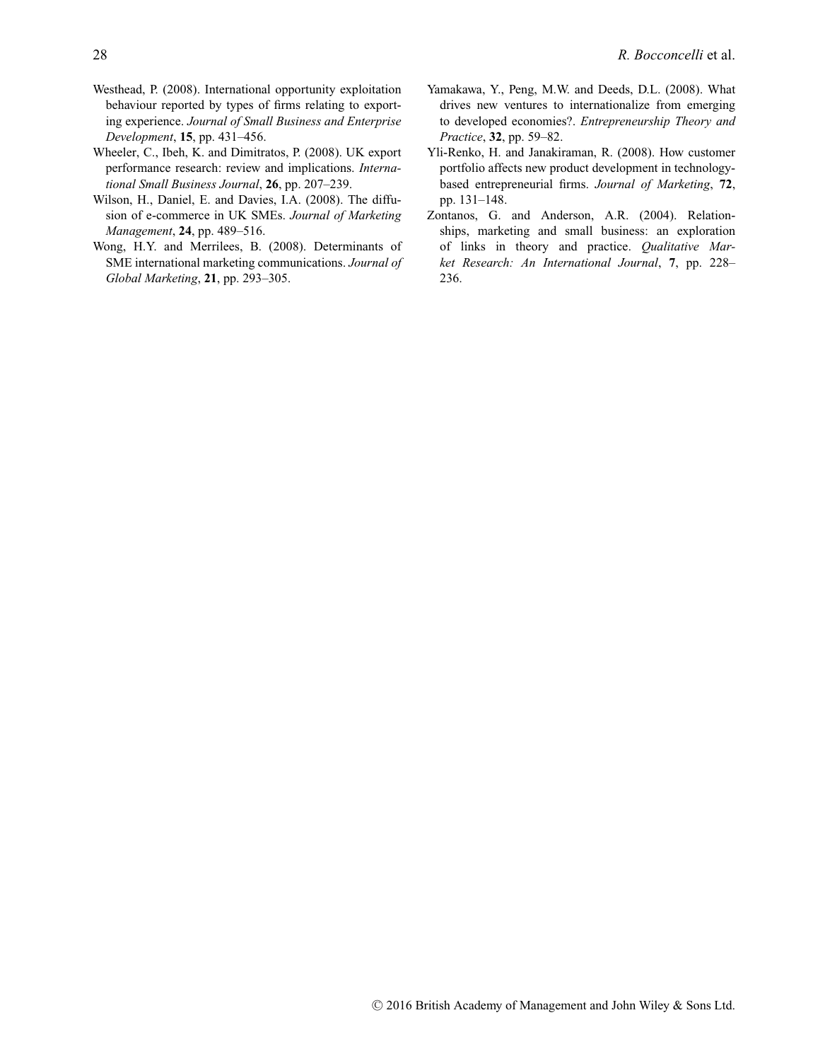Westhead, P. (2008). International opportunity exploitation behaviour reported by types of firms relating to exporting experience. *Journal of Small Business and Enterprise Development*, **15**, pp. 431–456.

Wheeler, C., Ibeh, K. and Dimitratos, P. (2008). UK export performance research: review and implications. *International Small Business Journal*, **26**, pp. 207–239.

Wilson, H., Daniel, E. and Davies, I.A. (2008). The diffusion of e-commerce in UK SMEs. *Journal of Marketing Management*, **24**, pp. 489–516.

Wong, H.Y. and Merrilees, B. (2008). Determinants of SME international marketing communications. *Journal of Global Marketing*, **21**, pp. 293–305.

Yamakawa, Y., Peng, M.W. and Deeds, D.L. (2008). What drives new ventures to internationalize from emerging to developed economies?. *Entrepreneurship Theory and Practice*, **32**, pp. 59–82.

Yli-Renko, H. and Janakiraman, R. (2008). How customer portfolio affects new product development in technology-based entrepreneurial firms. *Journal of Marketing*, **72**, pp. 131–148.

Zontanos, G. and Anderson, A.R. (2004). Relationships, marketing and small business: an exploration of links in theory and practice. *Qualitative Market Research: An International Journal*, **7**, pp. 228–236.

© 2016 British Academy of Management and John Wiley & Sons Ltd.